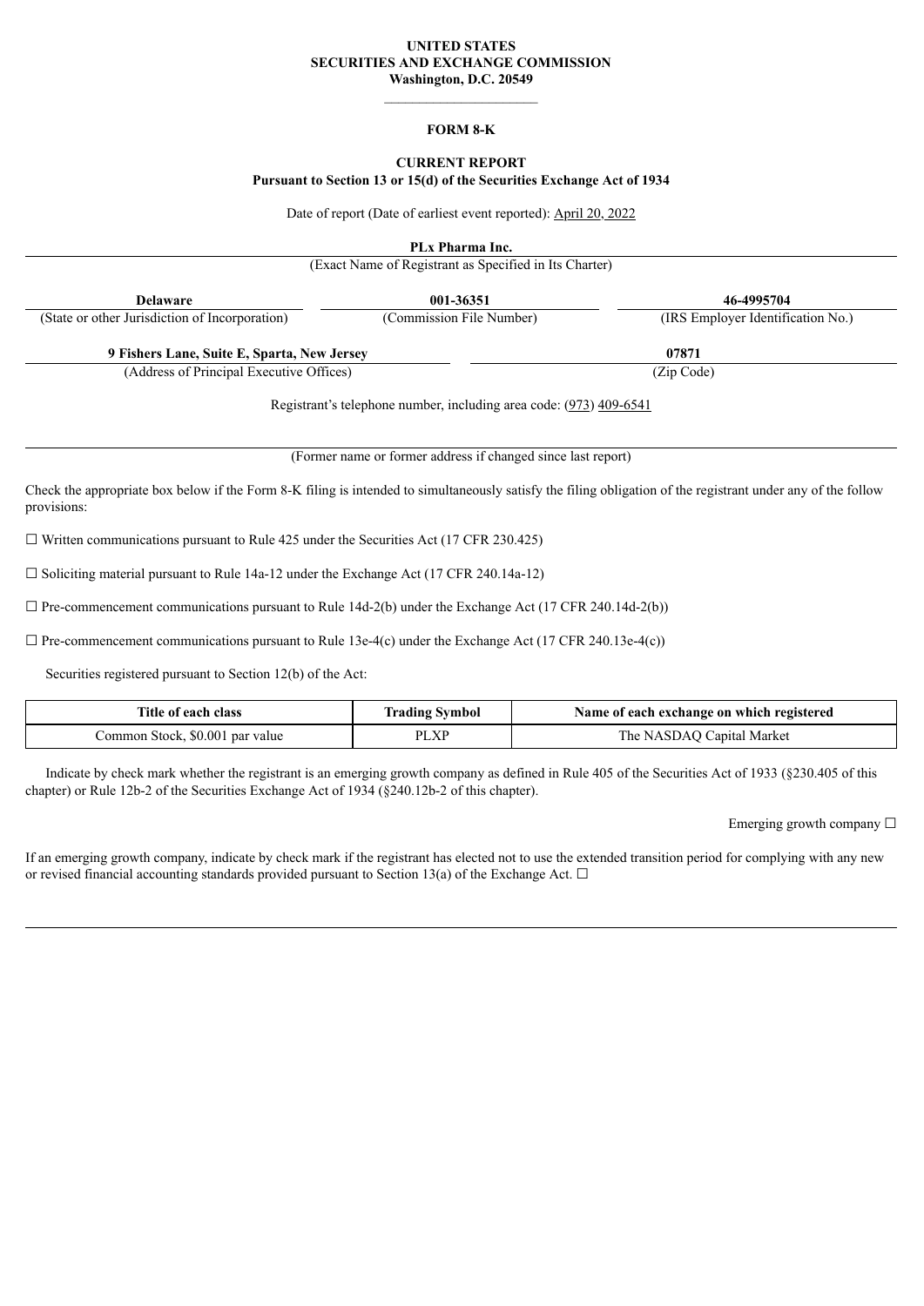**UNITED STATES**
**SECURITIES AND EXCHANGE COMMISSION**
**Washington, D.C. 20549**

---

**FORM 8-K**

**CURRENT REPORT**
**Pursuant to Section 13 or 15(d) of the Securities Exchange Act of 1934**

Date of report (Date of earliest event reported): April 20, 2022

**PLx Pharma Inc.**

(Exact Name of Registrant as Specified in Its Charter)

| **Delaware** | **001-36351** | **46-4995704** |
|---|---|---|
| (State or other Jurisdiction of Incorporation) | (Commission File Number) | (IRS Employer Identification No.) |

| **9 Fishers Lane, Suite E, Sparta, New Jersey** | **07871** |
|---|---|
| (Address of Principal Executive Offices) | (Zip Code) |

Registrant's telephone number, including area code: (973) 409-6541

(Former name or former address if changed since last report)

Check the appropriate box below if the Form 8-K filing is intended to simultaneously satisfy the filing obligation of the registrant under any of the follow provisions:

☐ Written communications pursuant to Rule 425 under the Securities Act (17 CFR 230.425)

☐ Soliciting material pursuant to Rule 14a-12 under the Exchange Act (17 CFR 240.14a-12)

☐ Pre-commencement communications pursuant to Rule 14d-2(b) under the Exchange Act (17 CFR 240.14d-2(b))

☐ Pre-commencement communications pursuant to Rule 13e-4(c) under the Exchange Act (17 CFR 240.13e-4(c))

Securities registered pursuant to Section 12(b) of the Act:

| Title of each class | Trading Symbol | Name of each exchange on which registered |
|---|---|---|
| Common Stock, $0.001 par value | PLXP | The NASDAQ Capital Market |

Indicate by check mark whether the registrant is an emerging growth company as defined in Rule 405 of the Securities Act of 1933 (§230.405 of this chapter) or Rule 12b-2 of the Securities Exchange Act of 1934 (§240.12b-2 of this chapter).

Emerging growth company ☐

If an emerging growth company, indicate by check mark if the registrant has elected not to use the extended transition period for complying with any new or revised financial accounting standards provided pursuant to Section 13(a) of the Exchange Act. ☐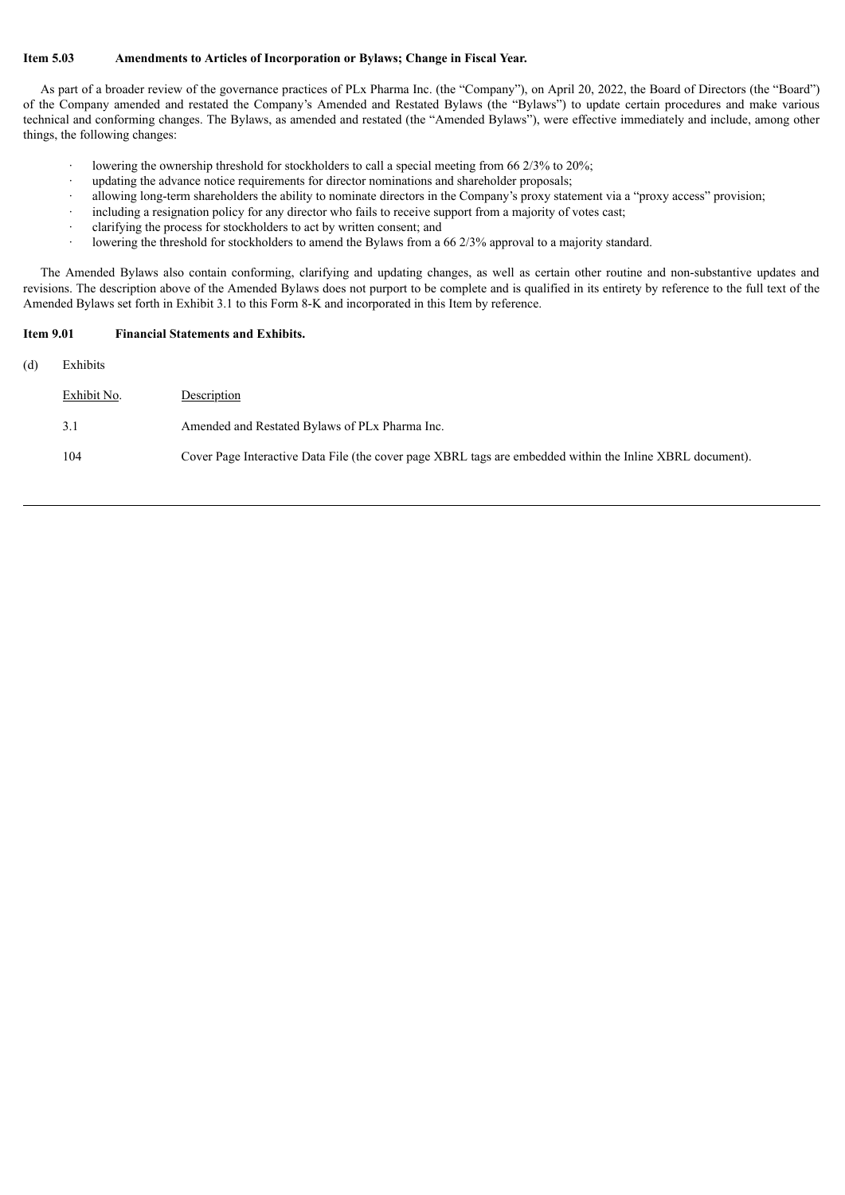**Item 5.03 Amendments to Articles of Incorporation or Bylaws; Change in Fiscal Year.**

As part of a broader review of the governance practices of PLx Pharma Inc. (the "Company"), on April 20, 2022, the Board of Directors (the "Board") of the Company amended and restated the Company's Amended and Restated Bylaws (the "Bylaws") to update certain procedures and make various technical and conforming changes. The Bylaws, as amended and restated (the "Amended Bylaws"), were effective immediately and include, among other things, the following changes:

- lowering the ownership threshold for stockholders to call a special meeting from 66 2/3% to 20%;
- updating the advance notice requirements for director nominations and shareholder proposals;
- allowing long-term shareholders the ability to nominate directors in the Company's proxy statement via a "proxy access" provision;
- including a resignation policy for any director who fails to receive support from a majority of votes cast;
- clarifying the process for stockholders to act by written consent; and
- lowering the threshold for stockholders to amend the Bylaws from a 66 2/3% approval to a majority standard.

The Amended Bylaws also contain conforming, clarifying and updating changes, as well as certain other routine and non-substantive updates and revisions. The description above of the Amended Bylaws does not purport to be complete and is qualified in its entirety by reference to the full text of the Amended Bylaws set forth in Exhibit 3.1 to this Form 8-K and incorporated in this Item by reference.

**Item 9.01 Financial Statements and Exhibits.**

(d) Exhibits

| Exhibit No. | Description |
| --- | --- |
| 3.1 | Amended and Restated Bylaws of PLx Pharma Inc. |
| 104 | Cover Page Interactive Data File (the cover page XBRL tags are embedded within the Inline XBRL document). |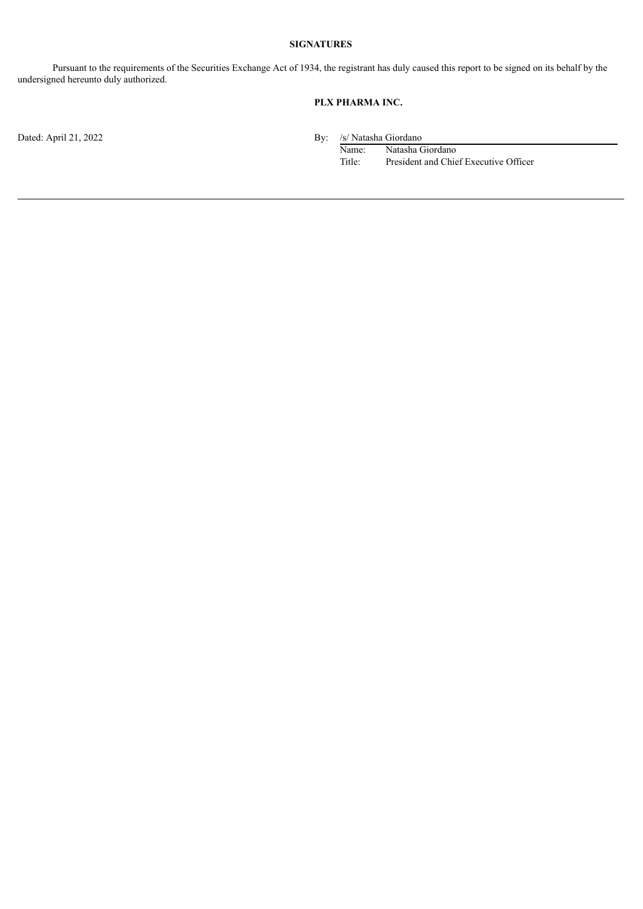## SIGNATURES

Pursuant to the requirements of the Securities Exchange Act of 1934, the registrant has duly caused this report to be signed on its behalf by the undersigned hereunto duly authorized.

**PLX PHARMA INC.**

Dated: April 21, 2022

By: /s/ Natasha Giordano

Name: Natasha Giordano

Title: President and Chief Executive Officer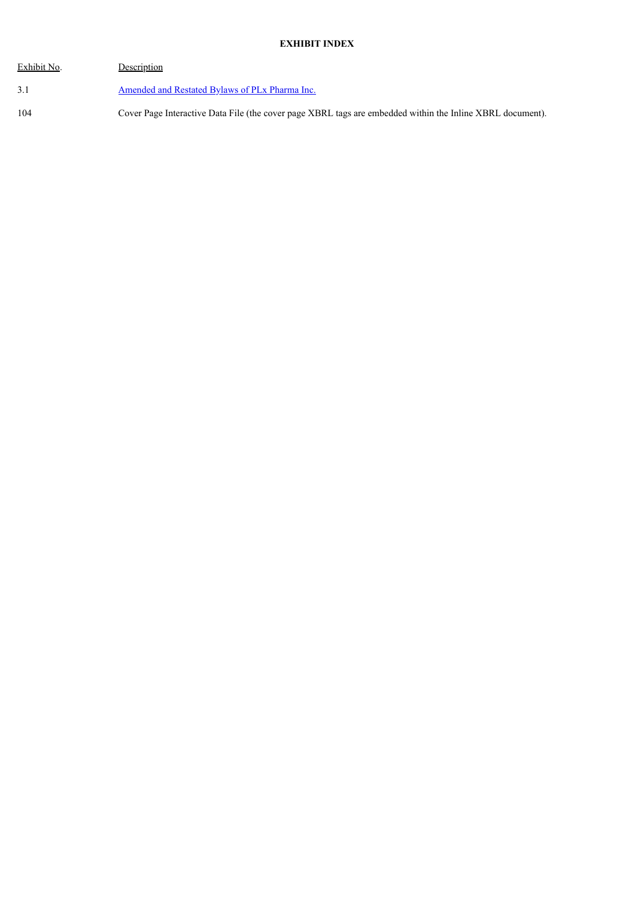**EXHIBIT INDEX**

| Exhibit No. | Description |
| --- | --- |
| 3.1 | Amended and Restated Bylaws of PLx Pharma Inc. |
| 104 | Cover Page Interactive Data File (the cover page XBRL tags are embedded within the Inline XBRL document). |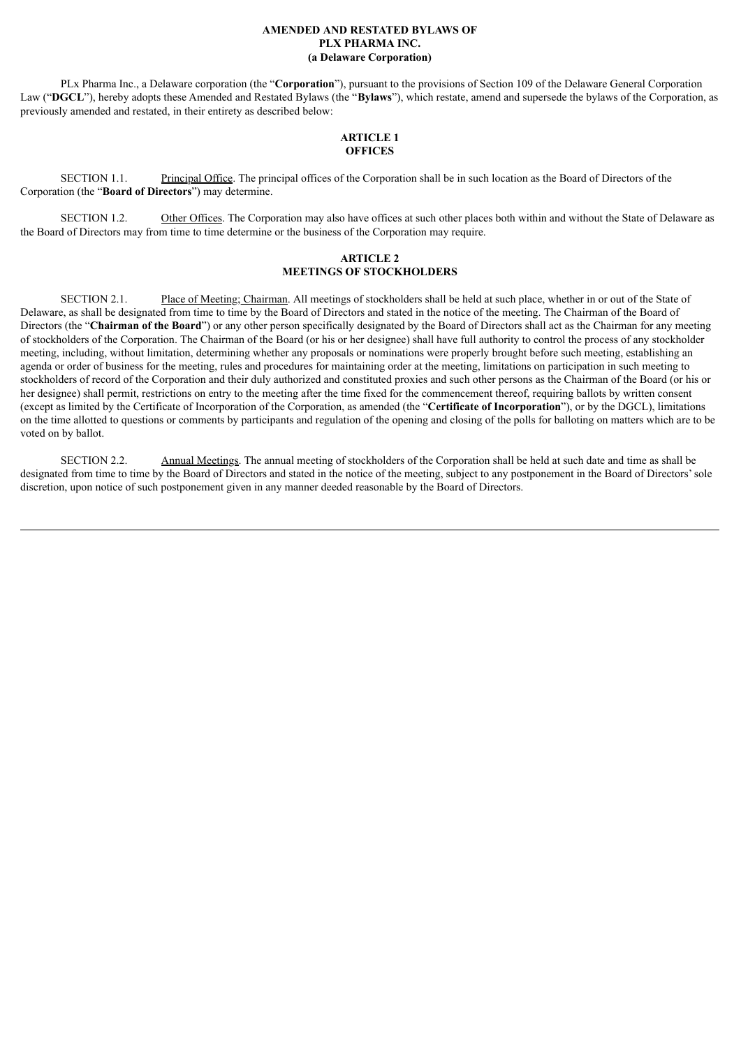**AMENDED AND RESTATED BYLAWS OF**
**PLX PHARMA INC.**
**(a Delaware Corporation)**

PLx Pharma Inc., a Delaware corporation (the "**Corporation**"), pursuant to the provisions of Section 109 of the Delaware General Corporation Law ("**DGCL**"), hereby adopts these Amended and Restated Bylaws (the "**Bylaws**"), which restate, amend and supersede the bylaws of the Corporation, as previously amended and restated, in their entirety as described below:

## ARTICLE 1
## OFFICES

SECTION 1.1. Principal Office. The principal offices of the Corporation shall be in such location as the Board of Directors of the Corporation (the "**Board of Directors**") may determine.

SECTION 1.2. Other Offices. The Corporation may also have offices at such other places both within and without the State of Delaware as the Board of Directors may from time to time determine or the business of the Corporation may require.

## ARTICLE 2
## MEETINGS OF STOCKHOLDERS

SECTION 2.1. Place of Meeting; Chairman. All meetings of stockholders shall be held at such place, whether in or out of the State of Delaware, as shall be designated from time to time by the Board of Directors and stated in the notice of the meeting. The Chairman of the Board of Directors (the "**Chairman of the Board**") or any other person specifically designated by the Board of Directors shall act as the Chairman for any meeting of stockholders of the Corporation. The Chairman of the Board (or his or her designee) shall have full authority to control the process of any stockholder meeting, including, without limitation, determining whether any proposals or nominations were properly brought before such meeting, establishing an agenda or order of business for the meeting, rules and procedures for maintaining order at the meeting, limitations on participation in such meeting to stockholders of record of the Corporation and their duly authorized and constituted proxies and such other persons as the Chairman of the Board (or his or her designee) shall permit, restrictions on entry to the meeting after the time fixed for the commencement thereof, requiring ballots by written consent (except as limited by the Certificate of Incorporation of the Corporation, as amended (the "**Certificate of Incorporation**"), or by the DGCL), limitations on the time allotted to questions or comments by participants and regulation of the opening and closing of the polls for balloting on matters which are to be voted on by ballot.

SECTION 2.2. Annual Meetings. The annual meeting of stockholders of the Corporation shall be held at such date and time as shall be designated from time to time by the Board of Directors and stated in the notice of the meeting, subject to any postponement in the Board of Directors' sole discretion, upon notice of such postponement given in any manner deeded reasonable by the Board of Directors.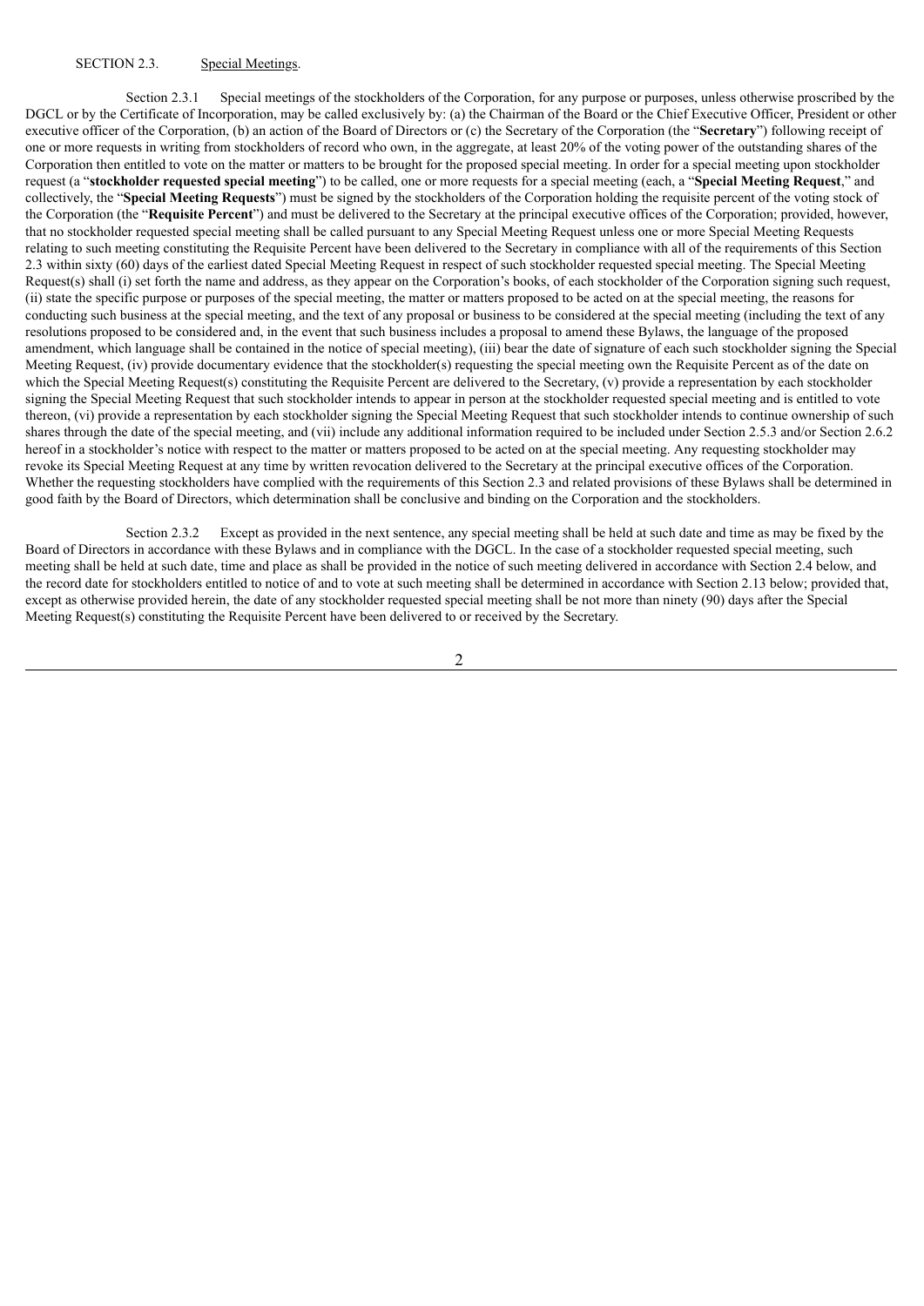SECTION 2.3. Special Meetings.

Section 2.3.1 Special meetings of the stockholders of the Corporation, for any purpose or purposes, unless otherwise proscribed by the DGCL or by the Certificate of Incorporation, may be called exclusively by: (a) the Chairman of the Board or the Chief Executive Officer, President or other executive officer of the Corporation, (b) an action of the Board of Directors or (c) the Secretary of the Corporation (the "**Secretary**") following receipt of one or more requests in writing from stockholders of record who own, in the aggregate, at least 20% of the voting power of the outstanding shares of the Corporation then entitled to vote on the matter or matters to be brought for the proposed special meeting. In order for a special meeting upon stockholder request (a "**stockholder requested special meeting**") to be called, one or more requests for a special meeting (each, a "**Special Meeting Request**," and collectively, the "**Special Meeting Requests**") must be signed by the stockholders of the Corporation holding the requisite percent of the voting stock of the Corporation (the "**Requisite Percent**") and must be delivered to the Secretary at the principal executive offices of the Corporation; provided, however, that no stockholder requested special meeting shall be called pursuant to any Special Meeting Request unless one or more Special Meeting Requests relating to such meeting constituting the Requisite Percent have been delivered to the Secretary in compliance with all of the requirements of this Section 2.3 within sixty (60) days of the earliest dated Special Meeting Request in respect of such stockholder requested special meeting. The Special Meeting Request(s) shall (i) set forth the name and address, as they appear on the Corporation's books, of each stockholder of the Corporation signing such request, (ii) state the specific purpose or purposes of the special meeting, the matter or matters proposed to be acted on at the special meeting, the reasons for conducting such business at the special meeting, and the text of any proposal or business to be considered at the special meeting (including the text of any resolutions proposed to be considered and, in the event that such business includes a proposal to amend these Bylaws, the language of the proposed amendment, which language shall be contained in the notice of special meeting), (iii) bear the date of signature of each such stockholder signing the Special Meeting Request, (iv) provide documentary evidence that the stockholder(s) requesting the special meeting own the Requisite Percent as of the date on which the Special Meeting Request(s) constituting the Requisite Percent are delivered to the Secretary, (v) provide a representation by each stockholder signing the Special Meeting Request that such stockholder intends to appear in person at the stockholder requested special meeting and is entitled to vote thereon, (vi) provide a representation by each stockholder signing the Special Meeting Request that such stockholder intends to continue ownership of such shares through the date of the special meeting, and (vii) include any additional information required to be included under Section 2.5.3 and/or Section 2.6.2 hereof in a stockholder's notice with respect to the matter or matters proposed to be acted on at the special meeting. Any requesting stockholder may revoke its Special Meeting Request at any time by written revocation delivered to the Secretary at the principal executive offices of the Corporation. Whether the requesting stockholders have complied with the requirements of this Section 2.3 and related provisions of these Bylaws shall be determined in good faith by the Board of Directors, which determination shall be conclusive and binding on the Corporation and the stockholders.

Section 2.3.2 Except as provided in the next sentence, any special meeting shall be held at such date and time as may be fixed by the Board of Directors in accordance with these Bylaws and in compliance with the DGCL. In the case of a stockholder requested special meeting, such meeting shall be held at such date, time and place as shall be provided in the notice of such meeting delivered in accordance with Section 2.4 below, and the record date for stockholders entitled to notice of and to vote at such meeting shall be determined in accordance with Section 2.13 below; provided that, except as otherwise provided herein, the date of any stockholder requested special meeting shall be not more than ninety (90) days after the Special Meeting Request(s) constituting the Requisite Percent have been delivered to or received by the Secretary.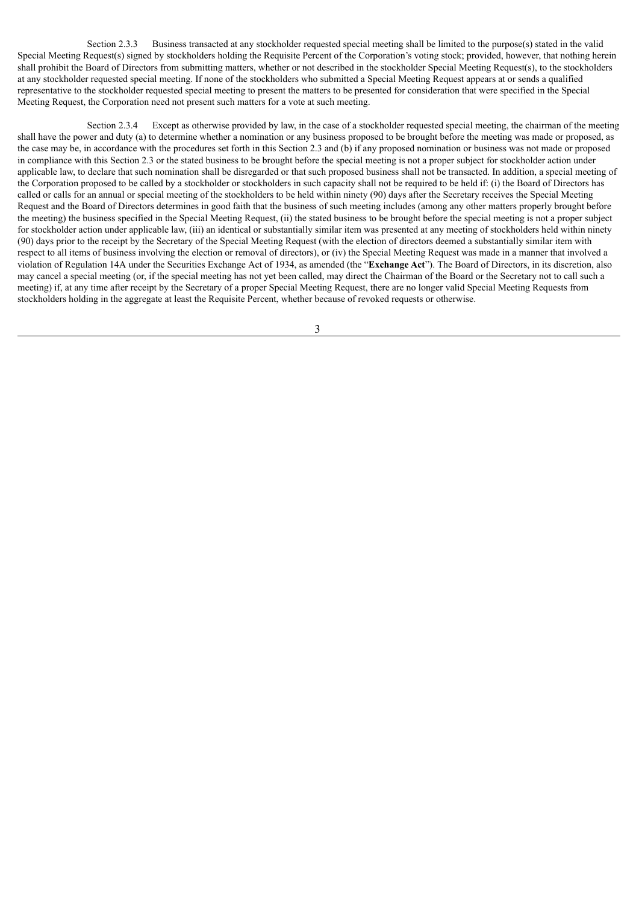Section 2.3.3 Business transacted at any stockholder requested special meeting shall be limited to the purpose(s) stated in the valid Special Meeting Request(s) signed by stockholders holding the Requisite Percent of the Corporation's voting stock; provided, however, that nothing herein shall prohibit the Board of Directors from submitting matters, whether or not described in the stockholder Special Meeting Request(s), to the stockholders at any stockholder requested special meeting. If none of the stockholders who submitted a Special Meeting Request appears at or sends a qualified representative to the stockholder requested special meeting to present the matters to be presented for consideration that were specified in the Special Meeting Request, the Corporation need not present such matters for a vote at such meeting.

Section 2.3.4 Except as otherwise provided by law, in the case of a stockholder requested special meeting, the chairman of the meeting shall have the power and duty (a) to determine whether a nomination or any business proposed to be brought before the meeting was made or proposed, as the case may be, in accordance with the procedures set forth in this Section 2.3 and (b) if any proposed nomination or business was not made or proposed in compliance with this Section 2.3 or the stated business to be brought before the special meeting is not a proper subject for stockholder action under applicable law, to declare that such nomination shall be disregarded or that such proposed business shall not be transacted. In addition, a special meeting of the Corporation proposed to be called by a stockholder or stockholders in such capacity shall not be required to be held if: (i) the Board of Directors has called or calls for an annual or special meeting of the stockholders to be held within ninety (90) days after the Secretary receives the Special Meeting Request and the Board of Directors determines in good faith that the business of such meeting includes (among any other matters properly brought before the meeting) the business specified in the Special Meeting Request, (ii) the stated business to be brought before the special meeting is not a proper subject for stockholder action under applicable law, (iii) an identical or substantially similar item was presented at any meeting of stockholders held within ninety (90) days prior to the receipt by the Secretary of the Special Meeting Request (with the election of directors deemed a substantially similar item with respect to all items of business involving the election or removal of directors), or (iv) the Special Meeting Request was made in a manner that involved a violation of Regulation 14A under the Securities Exchange Act of 1934, as amended (the "**Exchange Act**"). The Board of Directors, in its discretion, also may cancel a special meeting (or, if the special meeting has not yet been called, may direct the Chairman of the Board or the Secretary not to call such a meeting) if, at any time after receipt by the Secretary of a proper Special Meeting Request, there are no longer valid Special Meeting Requests from stockholders holding in the aggregate at least the Requisite Percent, whether because of revoked requests or otherwise.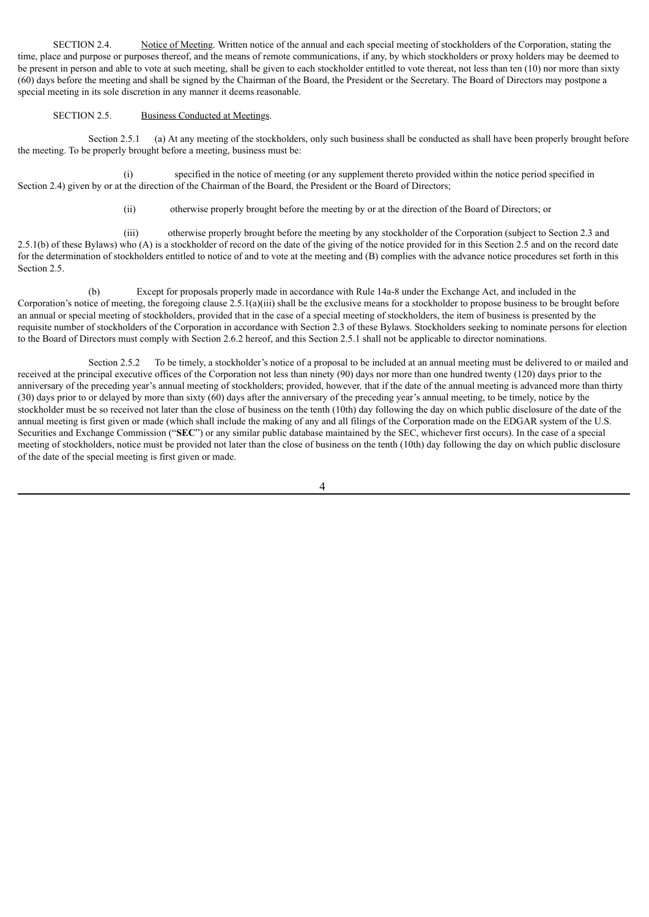SECTION 2.4. Notice of Meeting. Written notice of the annual and each special meeting of stockholders of the Corporation, stating the time, place and purpose or purposes thereof, and the means of remote communications, if any, by which stockholders or proxy holders may be deemed to be present in person and able to vote at such meeting, shall be given to each stockholder entitled to vote thereat, not less than ten (10) nor more than sixty (60) days before the meeting and shall be signed by the Chairman of the Board, the President or the Secretary. The Board of Directors may postpone a special meeting in its sole discretion in any manner it deems reasonable.

SECTION 2.5. Business Conducted at Meetings.

Section 2.5.1 (a) At any meeting of the stockholders, only such business shall be conducted as shall have been properly brought before the meeting. To be properly brought before a meeting, business must be:

(i) specified in the notice of meeting (or any supplement thereto provided within the notice period specified in Section 2.4) given by or at the direction of the Chairman of the Board, the President or the Board of Directors;

(ii) otherwise properly brought before the meeting by or at the direction of the Board of Directors; or

(iii) otherwise properly brought before the meeting by any stockholder of the Corporation (subject to Section 2.3 and 2.5.1(b) of these Bylaws) who (A) is a stockholder of record on the date of the giving of the notice provided for in this Section 2.5 and on the record date for the determination of stockholders entitled to notice of and to vote at the meeting and (B) complies with the advance notice procedures set forth in this Section 2.5.

(b) Except for proposals properly made in accordance with Rule 14a-8 under the Exchange Act, and included in the Corporation's notice of meeting, the foregoing clause 2.5.1(a)(iii) shall be the exclusive means for a stockholder to propose business to be brought before an annual or special meeting of stockholders, provided that in the case of a special meeting of stockholders, the item of business is presented by the requisite number of stockholders of the Corporation in accordance with Section 2.3 of these Bylaws. Stockholders seeking to nominate persons for election to the Board of Directors must comply with Section 2.6.2 hereof, and this Section 2.5.1 shall not be applicable to director nominations.

Section 2.5.2 To be timely, a stockholder's notice of a proposal to be included at an annual meeting must be delivered to or mailed and received at the principal executive offices of the Corporation not less than ninety (90) days nor more than one hundred twenty (120) days prior to the anniversary of the preceding year's annual meeting of stockholders; provided, however, that if the date of the annual meeting is advanced more than thirty (30) days prior to or delayed by more than sixty (60) days after the anniversary of the preceding year's annual meeting, to be timely, notice by the stockholder must be so received not later than the close of business on the tenth (10th) day following the day on which public disclosure of the date of the annual meeting is first given or made (which shall include the making of any and all filings of the Corporation made on the EDGAR system of the U.S. Securities and Exchange Commission ("**SEC**") or any similar public database maintained by the SEC, whichever first occurs). In the case of a special meeting of stockholders, notice must be provided not later than the close of business on the tenth (10th) day following the day on which public disclosure of the date of the special meeting is first given or made.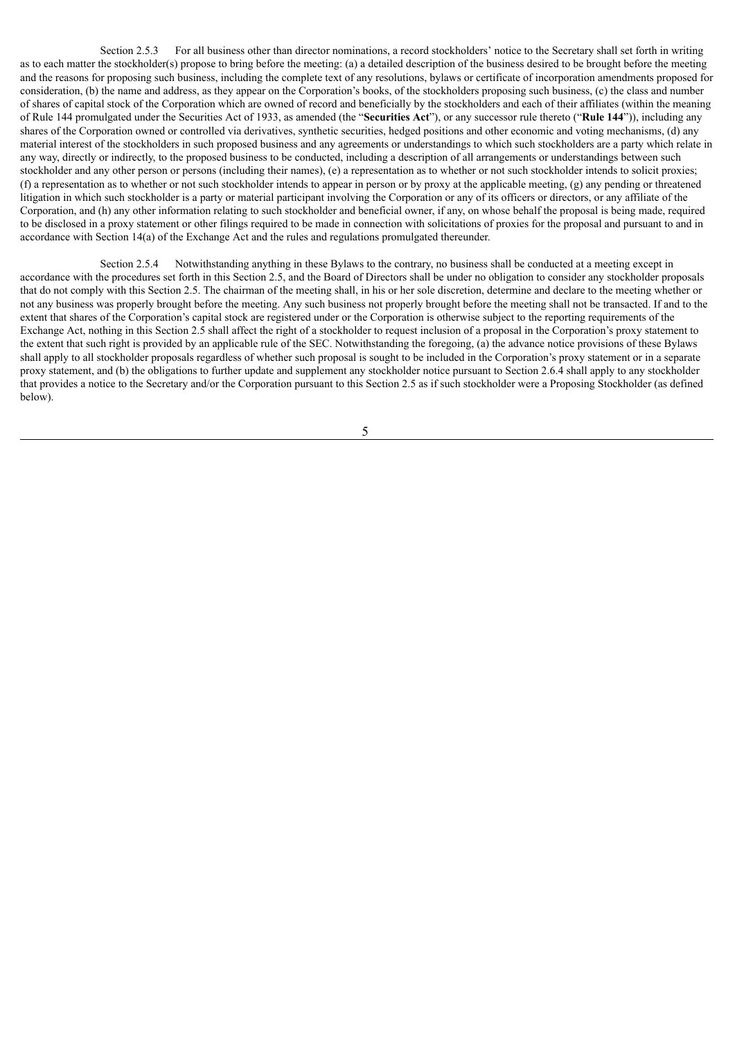Section 2.5.3 For all business other than director nominations, a record stockholders' notice to the Secretary shall set forth in writing as to each matter the stockholder(s) propose to bring before the meeting: (a) a detailed description of the business desired to be brought before the meeting and the reasons for proposing such business, including the complete text of any resolutions, bylaws or certificate of incorporation amendments proposed for consideration, (b) the name and address, as they appear on the Corporation's books, of the stockholders proposing such business, (c) the class and number of shares of capital stock of the Corporation which are owned of record and beneficially by the stockholders and each of their affiliates (within the meaning of Rule 144 promulgated under the Securities Act of 1933, as amended (the "**Securities Act**"), or any successor rule thereto ("**Rule 144**")), including any shares of the Corporation owned or controlled via derivatives, synthetic securities, hedged positions and other economic and voting mechanisms, (d) any material interest of the stockholders in such proposed business and any agreements or understandings to which such stockholders are a party which relate in any way, directly or indirectly, to the proposed business to be conducted, including a description of all arrangements or understandings between such stockholder and any other person or persons (including their names), (e) a representation as to whether or not such stockholder intends to solicit proxies; (f) a representation as to whether or not such stockholder intends to appear in person or by proxy at the applicable meeting, (g) any pending or threatened litigation in which such stockholder is a party or material participant involving the Corporation or any of its officers or directors, or any affiliate of the Corporation, and (h) any other information relating to such stockholder and beneficial owner, if any, on whose behalf the proposal is being made, required to be disclosed in a proxy statement or other filings required to be made in connection with solicitations of proxies for the proposal and pursuant to and in accordance with Section 14(a) of the Exchange Act and the rules and regulations promulgated thereunder.

Section 2.5.4 Notwithstanding anything in these Bylaws to the contrary, no business shall be conducted at a meeting except in accordance with the procedures set forth in this Section 2.5, and the Board of Directors shall be under no obligation to consider any stockholder proposals that do not comply with this Section 2.5. The chairman of the meeting shall, in his or her sole discretion, determine and declare to the meeting whether or not any business was properly brought before the meeting. Any such business not properly brought before the meeting shall not be transacted. If and to the extent that shares of the Corporation's capital stock are registered under or the Corporation is otherwise subject to the reporting requirements of the Exchange Act, nothing in this Section 2.5 shall affect the right of a stockholder to request inclusion of a proposal in the Corporation's proxy statement to the extent that such right is provided by an applicable rule of the SEC. Notwithstanding the foregoing, (a) the advance notice provisions of these Bylaws shall apply to all stockholder proposals regardless of whether such proposal is sought to be included in the Corporation's proxy statement or in a separate proxy statement, and (b) the obligations to further update and supplement any stockholder notice pursuant to Section 2.6.4 shall apply to any stockholder that provides a notice to the Secretary and/or the Corporation pursuant to this Section 2.5 as if such stockholder were a Proposing Stockholder (as defined below).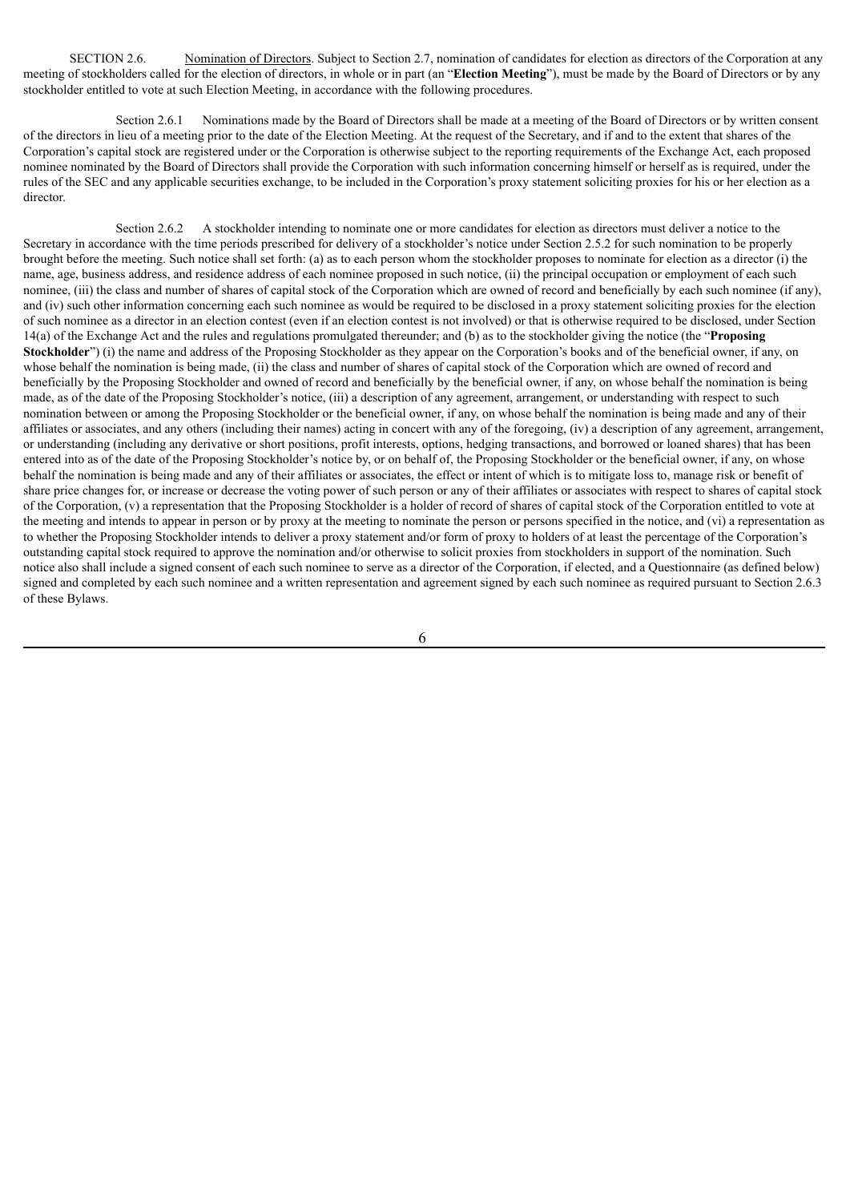SECTION 2.6. <u>Nomination of Directors</u>. Subject to Section 2.7, nomination of candidates for election as directors of the Corporation at any meeting of stockholders called for the election of directors, in whole or in part (an "**Election Meeting**"), must be made by the Board of Directors or by any stockholder entitled to vote at such Election Meeting, in accordance with the following procedures.

Section 2.6.1 Nominations made by the Board of Directors shall be made at a meeting of the Board of Directors or by written consent of the directors in lieu of a meeting prior to the date of the Election Meeting. At the request of the Secretary, and if and to the extent that shares of the Corporation's capital stock are registered under or the Corporation is otherwise subject to the reporting requirements of the Exchange Act, each proposed nominee nominated by the Board of Directors shall provide the Corporation with such information concerning himself or herself as is required, under the rules of the SEC and any applicable securities exchange, to be included in the Corporation's proxy statement soliciting proxies for his or her election as a director.

Section 2.6.2 A stockholder intending to nominate one or more candidates for election as directors must deliver a notice to the Secretary in accordance with the time periods prescribed for delivery of a stockholder's notice under Section 2.5.2 for such nomination to be properly brought before the meeting. Such notice shall set forth: (a) as to each person whom the stockholder proposes to nominate for election as a director (i) the name, age, business address, and residence address of each nominee proposed in such notice, (ii) the principal occupation or employment of each such nominee, (iii) the class and number of shares of capital stock of the Corporation which are owned of record and beneficially by each such nominee (if any), and (iv) such other information concerning each such nominee as would be required to be disclosed in a proxy statement soliciting proxies for the election of such nominee as a director in an election contest (even if an election contest is not involved) or that is otherwise required to be disclosed, under Section 14(a) of the Exchange Act and the rules and regulations promulgated thereunder; and (b) as to the stockholder giving the notice (the "**Proposing Stockholder**") (i) the name and address of the Proposing Stockholder as they appear on the Corporation's books and of the beneficial owner, if any, on whose behalf the nomination is being made, (ii) the class and number of shares of capital stock of the Corporation which are owned of record and beneficially by the Proposing Stockholder and owned of record and beneficially by the beneficial owner, if any, on whose behalf the nomination is being made, as of the date of the Proposing Stockholder's notice, (iii) a description of any agreement, arrangement, or understanding with respect to such nomination between or among the Proposing Stockholder or the beneficial owner, if any, on whose behalf the nomination is being made and any of their affiliates or associates, and any others (including their names) acting in concert with any of the foregoing, (iv) a description of any agreement, arrangement, or understanding (including any derivative or short positions, profit interests, options, hedging transactions, and borrowed or loaned shares) that has been entered into as of the date of the Proposing Stockholder's notice by, or on behalf of, the Proposing Stockholder or the beneficial owner, if any, on whose behalf the nomination is being made and any of their affiliates or associates, the effect or intent of which is to mitigate loss to, manage risk or benefit of share price changes for, or increase or decrease the voting power of such person or any of their affiliates or associates with respect to shares of capital stock of the Corporation, (v) a representation that the Proposing Stockholder is a holder of record of shares of capital stock of the Corporation entitled to vote at the meeting and intends to appear in person or by proxy at the meeting to nominate the person or persons specified in the notice, and (vi) a representation as to whether the Proposing Stockholder intends to deliver a proxy statement and/or form of proxy to holders of at least the percentage of the Corporation's outstanding capital stock required to approve the nomination and/or otherwise to solicit proxies from stockholders in support of the nomination. Such notice also shall include a signed consent of each such nominee to serve as a director of the Corporation, if elected, and a Questionnaire (as defined below) signed and completed by each such nominee and a written representation and agreement signed by each such nominee as required pursuant to Section 2.6.3 of these Bylaws.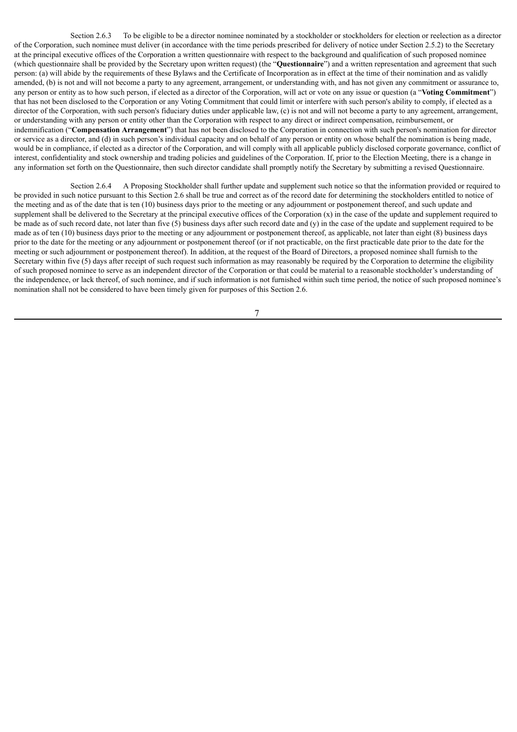Section 2.6.3 To be eligible to be a director nominee nominated by a stockholder or stockholders for election or reelection as a director of the Corporation, such nominee must deliver (in accordance with the time periods prescribed for delivery of notice under Section 2.5.2) to the Secretary at the principal executive offices of the Corporation a written questionnaire with respect to the background and qualification of such proposed nominee (which questionnaire shall be provided by the Secretary upon written request) (the "**Questionnaire**") and a written representation and agreement that such person: (a) will abide by the requirements of these Bylaws and the Certificate of Incorporation as in effect at the time of their nomination and as validly amended, (b) is not and will not become a party to any agreement, arrangement, or understanding with, and has not given any commitment or assurance to, any person or entity as to how such person, if elected as a director of the Corporation, will act or vote on any issue or question (a "**Voting Commitment**") that has not been disclosed to the Corporation or any Voting Commitment that could limit or interfere with such person's ability to comply, if elected as a director of the Corporation, with such person's fiduciary duties under applicable law, (c) is not and will not become a party to any agreement, arrangement, or understanding with any person or entity other than the Corporation with respect to any direct or indirect compensation, reimbursement, or indemnification ("**Compensation Arrangement**") that has not been disclosed to the Corporation in connection with such person's nomination for director or service as a director, and (d) in such person's individual capacity and on behalf of any person or entity on whose behalf the nomination is being made, would be in compliance, if elected as a director of the Corporation, and will comply with all applicable publicly disclosed corporate governance, conflict of interest, confidentiality and stock ownership and trading policies and guidelines of the Corporation. If, prior to the Election Meeting, there is a change in any information set forth on the Questionnaire, then such director candidate shall promptly notify the Secretary by submitting a revised Questionnaire.

Section 2.6.4 A Proposing Stockholder shall further update and supplement such notice so that the information provided or required to be provided in such notice pursuant to this Section 2.6 shall be true and correct as of the record date for determining the stockholders entitled to notice of the meeting and as of the date that is ten (10) business days prior to the meeting or any adjournment or postponement thereof, and such update and supplement shall be delivered to the Secretary at the principal executive offices of the Corporation (x) in the case of the update and supplement required to be made as of such record date, not later than five (5) business days after such record date and (y) in the case of the update and supplement required to be made as of ten (10) business days prior to the meeting or any adjournment or postponement thereof, as applicable, not later than eight (8) business days prior to the date for the meeting or any adjournment or postponement thereof (or if not practicable, on the first practicable date prior to the date for the meeting or such adjournment or postponement thereof). In addition, at the request of the Board of Directors, a proposed nominee shall furnish to the Secretary within five (5) days after receipt of such request such information as may reasonably be required by the Corporation to determine the eligibility of such proposed nominee to serve as an independent director of the Corporation or that could be material to a reasonable stockholder's understanding of the independence, or lack thereof, of such nominee, and if such information is not furnished within such time period, the notice of such proposed nominee's nomination shall not be considered to have been timely given for purposes of this Section 2.6.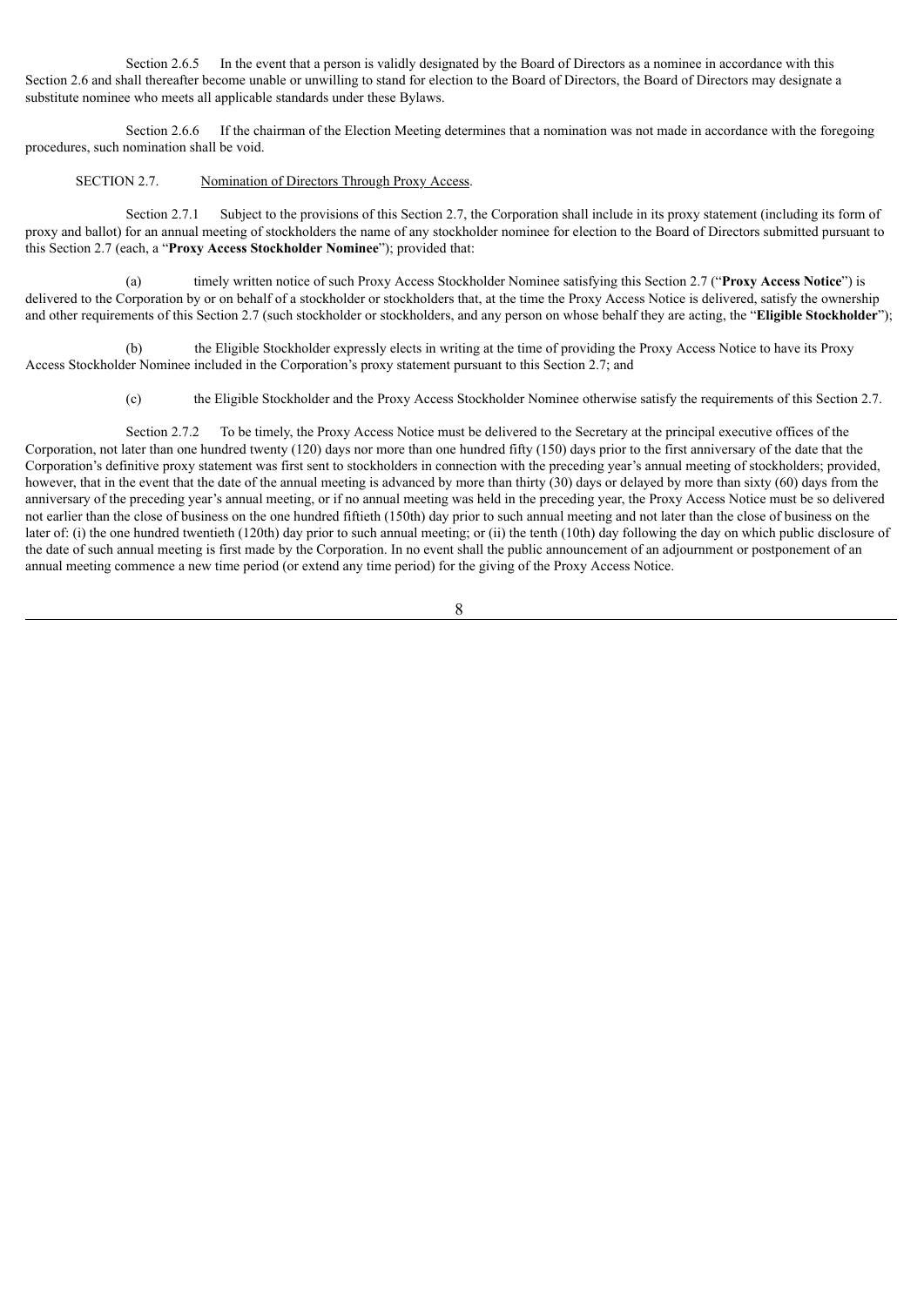Section 2.6.5 In the event that a person is validly designated by the Board of Directors as a nominee in accordance with this Section 2.6 and shall thereafter become unable or unwilling to stand for election to the Board of Directors, the Board of Directors may designate a substitute nominee who meets all applicable standards under these Bylaws.

Section 2.6.6 If the chairman of the Election Meeting determines that a nomination was not made in accordance with the foregoing procedures, such nomination shall be void.

SECTION 2.7. Nomination of Directors Through Proxy Access.

Section 2.7.1 Subject to the provisions of this Section 2.7, the Corporation shall include in its proxy statement (including its form of proxy and ballot) for an annual meeting of stockholders the name of any stockholder nominee for election to the Board of Directors submitted pursuant to this Section 2.7 (each, a "**Proxy Access Stockholder Nominee**"); provided that:

(a) timely written notice of such Proxy Access Stockholder Nominee satisfying this Section 2.7 ("**Proxy Access Notice**") is delivered to the Corporation by or on behalf of a stockholder or stockholders that, at the time the Proxy Access Notice is delivered, satisfy the ownership and other requirements of this Section 2.7 (such stockholder or stockholders, and any person on whose behalf they are acting, the "**Eligible Stockholder**");

(b) the Eligible Stockholder expressly elects in writing at the time of providing the Proxy Access Notice to have its Proxy Access Stockholder Nominee included in the Corporation's proxy statement pursuant to this Section 2.7; and

(c) the Eligible Stockholder and the Proxy Access Stockholder Nominee otherwise satisfy the requirements of this Section 2.7.

Section 2.7.2 To be timely, the Proxy Access Notice must be delivered to the Secretary at the principal executive offices of the Corporation, not later than one hundred twenty (120) days nor more than one hundred fifty (150) days prior to the first anniversary of the date that the Corporation's definitive proxy statement was first sent to stockholders in connection with the preceding year's annual meeting of stockholders; provided, however, that in the event that the date of the annual meeting is advanced by more than thirty (30) days or delayed by more than sixty (60) days from the anniversary of the preceding year's annual meeting, or if no annual meeting was held in the preceding year, the Proxy Access Notice must be so delivered not earlier than the close of business on the one hundred fiftieth (150th) day prior to such annual meeting and not later than the close of business on the later of: (i) the one hundred twentieth (120th) day prior to such annual meeting; or (ii) the tenth (10th) day following the day on which public disclosure of the date of such annual meeting is first made by the Corporation. In no event shall the public announcement of an adjournment or postponement of an annual meeting commence a new time period (or extend any time period) for the giving of the Proxy Access Notice.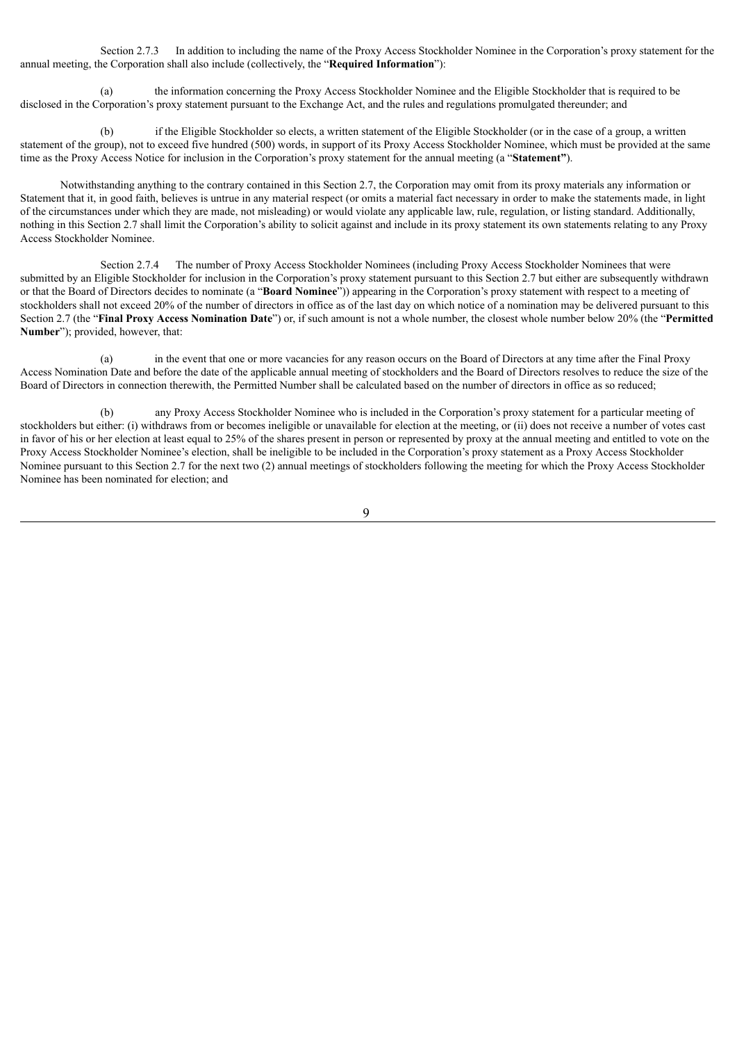Section 2.7.3 In addition to including the name of the Proxy Access Stockholder Nominee in the Corporation's proxy statement for the annual meeting, the Corporation shall also include (collectively, the "**Required Information**"):

(a) the information concerning the Proxy Access Stockholder Nominee and the Eligible Stockholder that is required to be disclosed in the Corporation's proxy statement pursuant to the Exchange Act, and the rules and regulations promulgated thereunder; and

(b) if the Eligible Stockholder so elects, a written statement of the Eligible Stockholder (or in the case of a group, a written statement of the group), not to exceed five hundred (500) words, in support of its Proxy Access Stockholder Nominee, which must be provided at the same time as the Proxy Access Notice for inclusion in the Corporation's proxy statement for the annual meeting (a "**Statement"**).

Notwithstanding anything to the contrary contained in this Section 2.7, the Corporation may omit from its proxy materials any information or Statement that it, in good faith, believes is untrue in any material respect (or omits a material fact necessary in order to make the statements made, in light of the circumstances under which they are made, not misleading) or would violate any applicable law, rule, regulation, or listing standard. Additionally, nothing in this Section 2.7 shall limit the Corporation's ability to solicit against and include in its proxy statement its own statements relating to any Proxy Access Stockholder Nominee.

Section 2.7.4 The number of Proxy Access Stockholder Nominees (including Proxy Access Stockholder Nominees that were submitted by an Eligible Stockholder for inclusion in the Corporation's proxy statement pursuant to this Section 2.7 but either are subsequently withdrawn or that the Board of Directors decides to nominate (a "**Board Nominee**")) appearing in the Corporation's proxy statement with respect to a meeting of stockholders shall not exceed 20% of the number of directors in office as of the last day on which notice of a nomination may be delivered pursuant to this Section 2.7 (the "**Final Proxy Access Nomination Date**") or, if such amount is not a whole number, the closest whole number below 20% (the "**Permitted Number**"); provided, however, that:

(a) in the event that one or more vacancies for any reason occurs on the Board of Directors at any time after the Final Proxy Access Nomination Date and before the date of the applicable annual meeting of stockholders and the Board of Directors resolves to reduce the size of the Board of Directors in connection therewith, the Permitted Number shall be calculated based on the number of directors in office as so reduced;

(b) any Proxy Access Stockholder Nominee who is included in the Corporation's proxy statement for a particular meeting of stockholders but either: (i) withdraws from or becomes ineligible or unavailable for election at the meeting, or (ii) does not receive a number of votes cast in favor of his or her election at least equal to 25% of the shares present in person or represented by proxy at the annual meeting and entitled to vote on the Proxy Access Stockholder Nominee's election, shall be ineligible to be included in the Corporation's proxy statement as a Proxy Access Stockholder Nominee pursuant to this Section 2.7 for the next two (2) annual meetings of stockholders following the meeting for which the Proxy Access Stockholder Nominee has been nominated for election; and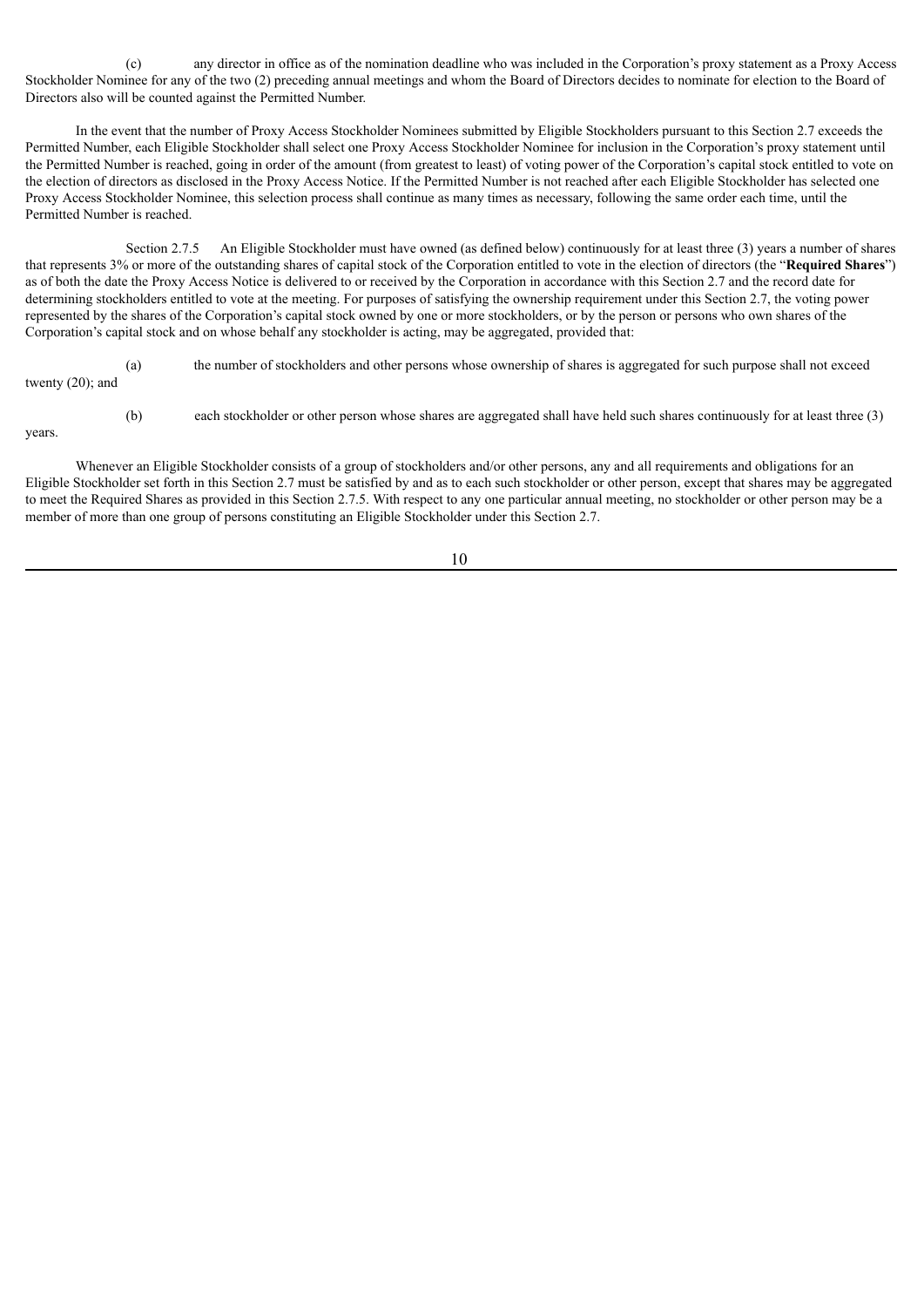(c) any director in office as of the nomination deadline who was included in the Corporation's proxy statement as a Proxy Access Stockholder Nominee for any of the two (2) preceding annual meetings and whom the Board of Directors decides to nominate for election to the Board of Directors also will be counted against the Permitted Number.

In the event that the number of Proxy Access Stockholder Nominees submitted by Eligible Stockholders pursuant to this Section 2.7 exceeds the Permitted Number, each Eligible Stockholder shall select one Proxy Access Stockholder Nominee for inclusion in the Corporation's proxy statement until the Permitted Number is reached, going in order of the amount (from greatest to least) of voting power of the Corporation's capital stock entitled to vote on the election of directors as disclosed in the Proxy Access Notice. If the Permitted Number is not reached after each Eligible Stockholder has selected one Proxy Access Stockholder Nominee, this selection process shall continue as many times as necessary, following the same order each time, until the Permitted Number is reached.

Section 2.7.5 An Eligible Stockholder must have owned (as defined below) continuously for at least three (3) years a number of shares that represents 3% or more of the outstanding shares of capital stock of the Corporation entitled to vote in the election of directors (the "**Required Shares**") as of both the date the Proxy Access Notice is delivered to or received by the Corporation in accordance with this Section 2.7 and the record date for determining stockholders entitled to vote at the meeting. For purposes of satisfying the ownership requirement under this Section 2.7, the voting power represented by the shares of the Corporation's capital stock owned by one or more stockholders, or by the person or persons who own shares of the Corporation's capital stock and on whose behalf any stockholder is acting, may be aggregated, provided that:

(a) the number of stockholders and other persons whose ownership of shares is aggregated for such purpose shall not exceed twenty (20); and

(b) each stockholder or other person whose shares are aggregated shall have held such shares continuously for at least three (3) years.

Whenever an Eligible Stockholder consists of a group of stockholders and/or other persons, any and all requirements and obligations for an Eligible Stockholder set forth in this Section 2.7 must be satisfied by and as to each such stockholder or other person, except that shares may be aggregated to meet the Required Shares as provided in this Section 2.7.5. With respect to any one particular annual meeting, no stockholder or other person may be a member of more than one group of persons constituting an Eligible Stockholder under this Section 2.7.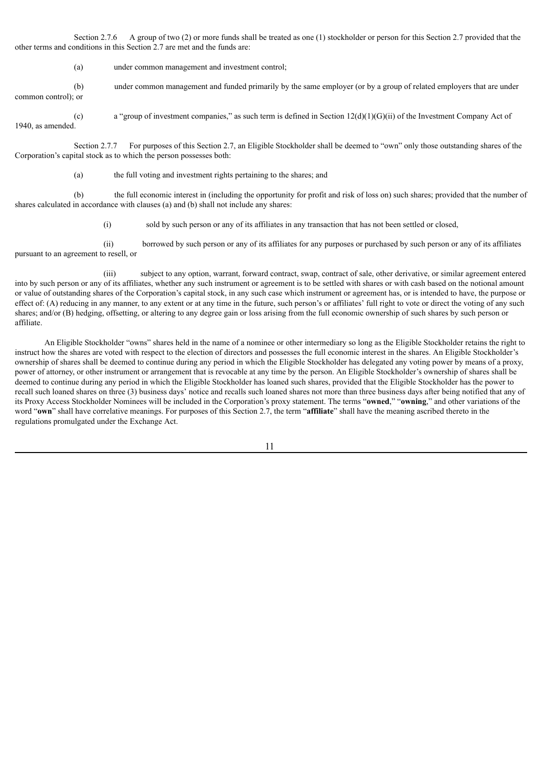Section 2.7.6 A group of two (2) or more funds shall be treated as one (1) stockholder or person for this Section 2.7 provided that the other terms and conditions in this Section 2.7 are met and the funds are:

(a) under common management and investment control;

(b) under common management and funded primarily by the same employer (or by a group of related employers that are under common control); or

(c) a "group of investment companies," as such term is defined in Section 12(d)(1)(G)(ii) of the Investment Company Act of 1940, as amended.

Section 2.7.7 For purposes of this Section 2.7, an Eligible Stockholder shall be deemed to "own" only those outstanding shares of the Corporation's capital stock as to which the person possesses both:

(a) the full voting and investment rights pertaining to the shares; and

(b) the full economic interest in (including the opportunity for profit and risk of loss on) such shares; provided that the number of shares calculated in accordance with clauses (a) and (b) shall not include any shares:

(i) sold by such person or any of its affiliates in any transaction that has not been settled or closed,

(ii) borrowed by such person or any of its affiliates for any purposes or purchased by such person or any of its affiliates pursuant to an agreement to resell, or

(iii) subject to any option, warrant, forward contract, swap, contract of sale, other derivative, or similar agreement entered into by such person or any of its affiliates, whether any such instrument or agreement is to be settled with shares or with cash based on the notional amount or value of outstanding shares of the Corporation's capital stock, in any such case which instrument or agreement has, or is intended to have, the purpose or effect of: (A) reducing in any manner, to any extent or at any time in the future, such person's or affiliates' full right to vote or direct the voting of any such shares; and/or (B) hedging, offsetting, or altering to any degree gain or loss arising from the full economic ownership of such shares by such person or affiliate.

An Eligible Stockholder "owns" shares held in the name of a nominee or other intermediary so long as the Eligible Stockholder retains the right to instruct how the shares are voted with respect to the election of directors and possesses the full economic interest in the shares. An Eligible Stockholder's ownership of shares shall be deemed to continue during any period in which the Eligible Stockholder has delegated any voting power by means of a proxy, power of attorney, or other instrument or arrangement that is revocable at any time by the person. An Eligible Stockholder's ownership of shares shall be deemed to continue during any period in which the Eligible Stockholder has loaned such shares, provided that the Eligible Stockholder has the power to recall such loaned shares on three (3) business days' notice and recalls such loaned shares not more than three business days after being notified that any of its Proxy Access Stockholder Nominees will be included in the Corporation's proxy statement. The terms "**owned**," "**owning**," and other variations of the word "**own**" shall have correlative meanings. For purposes of this Section 2.7, the term "**affiliate**" shall have the meaning ascribed thereto in the regulations promulgated under the Exchange Act.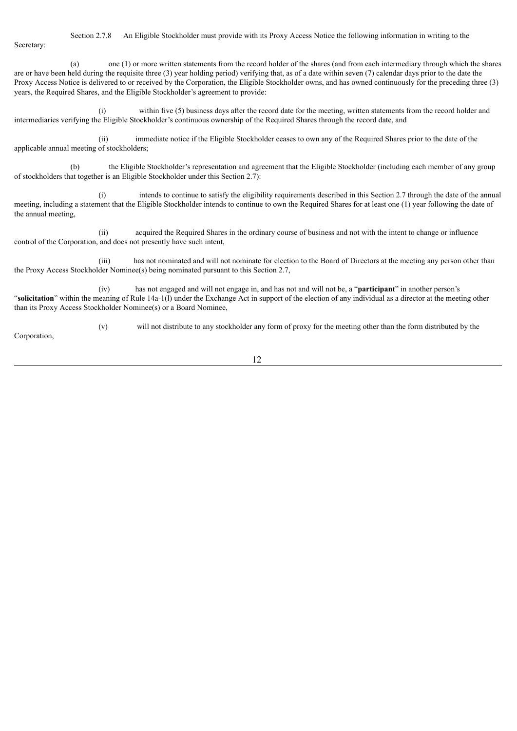Section 2.7.8 An Eligible Stockholder must provide with its Proxy Access Notice the following information in writing to the Secretary:

(a) one (1) or more written statements from the record holder of the shares (and from each intermediary through which the shares are or have been held during the requisite three (3) year holding period) verifying that, as of a date within seven (7) calendar days prior to the date the Proxy Access Notice is delivered to or received by the Corporation, the Eligible Stockholder owns, and has owned continuously for the preceding three (3) years, the Required Shares, and the Eligible Stockholder's agreement to provide:

(i) within five (5) business days after the record date for the meeting, written statements from the record holder and intermediaries verifying the Eligible Stockholder's continuous ownership of the Required Shares through the record date, and

(ii) immediate notice if the Eligible Stockholder ceases to own any of the Required Shares prior to the date of the applicable annual meeting of stockholders;

(b) the Eligible Stockholder's representation and agreement that the Eligible Stockholder (including each member of any group of stockholders that together is an Eligible Stockholder under this Section 2.7):

(i) intends to continue to satisfy the eligibility requirements described in this Section 2.7 through the date of the annual meeting, including a statement that the Eligible Stockholder intends to continue to own the Required Shares for at least one (1) year following the date of the annual meeting,

(ii) acquired the Required Shares in the ordinary course of business and not with the intent to change or influence control of the Corporation, and does not presently have such intent,

(iii) has not nominated and will not nominate for election to the Board of Directors at the meeting any person other than the Proxy Access Stockholder Nominee(s) being nominated pursuant to this Section 2.7,

(iv) has not engaged and will not engage in, and has not and will not be, a "**participant**" in another person's "**solicitation**" within the meaning of Rule 14a-1(l) under the Exchange Act in support of the election of any individual as a director at the meeting other than its Proxy Access Stockholder Nominee(s) or a Board Nominee,

(v) will not distribute to any stockholder any form of proxy for the meeting other than the form distributed by the Corporation,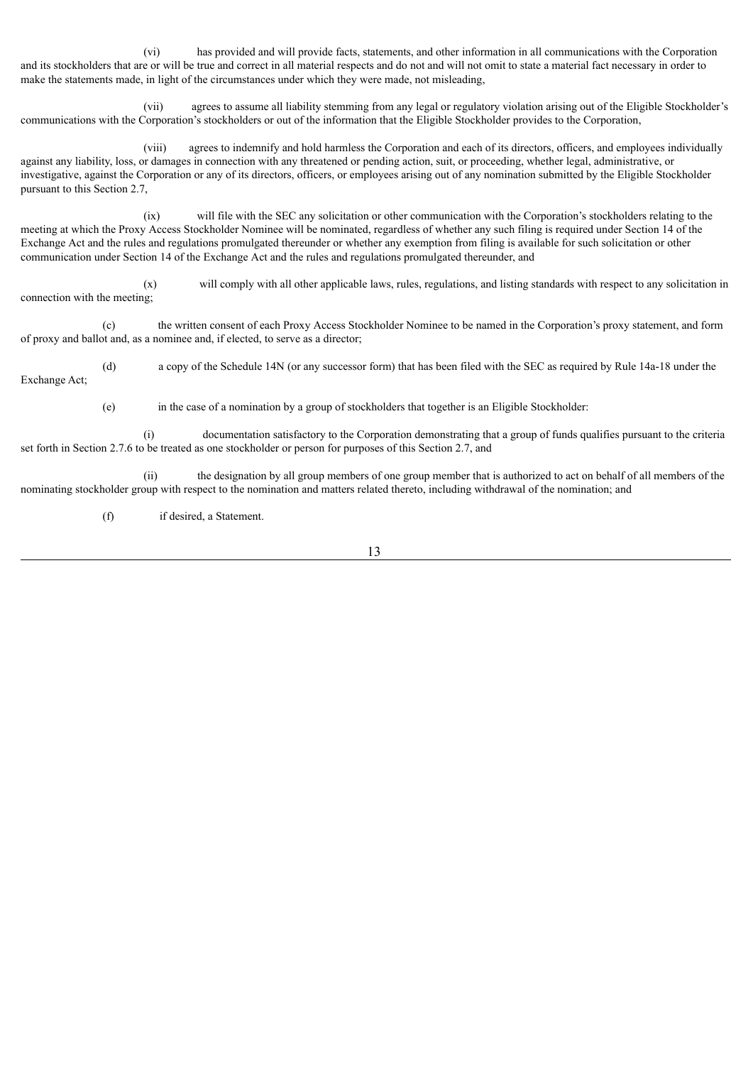(vi) has provided and will provide facts, statements, and other information in all communications with the Corporation and its stockholders that are or will be true and correct in all material respects and do not and will not omit to state a material fact necessary in order to make the statements made, in light of the circumstances under which they were made, not misleading,

(vii) agrees to assume all liability stemming from any legal or regulatory violation arising out of the Eligible Stockholder's communications with the Corporation's stockholders or out of the information that the Eligible Stockholder provides to the Corporation,

(viii) agrees to indemnify and hold harmless the Corporation and each of its directors, officers, and employees individually against any liability, loss, or damages in connection with any threatened or pending action, suit, or proceeding, whether legal, administrative, or investigative, against the Corporation or any of its directors, officers, or employees arising out of any nomination submitted by the Eligible Stockholder pursuant to this Section 2.7,

(ix) will file with the SEC any solicitation or other communication with the Corporation's stockholders relating to the meeting at which the Proxy Access Stockholder Nominee will be nominated, regardless of whether any such filing is required under Section 14 of the Exchange Act and the rules and regulations promulgated thereunder or whether any exemption from filing is available for such solicitation or other communication under Section 14 of the Exchange Act and the rules and regulations promulgated thereunder, and

(x) will comply with all other applicable laws, rules, regulations, and listing standards with respect to any solicitation in connection with the meeting;

(c) the written consent of each Proxy Access Stockholder Nominee to be named in the Corporation's proxy statement, and form of proxy and ballot and, as a nominee and, if elected, to serve as a director;

(d) a copy of the Schedule 14N (or any successor form) that has been filed with the SEC as required by Rule 14a-18 under the Exchange Act;

(e) in the case of a nomination by a group of stockholders that together is an Eligible Stockholder:

(i) documentation satisfactory to the Corporation demonstrating that a group of funds qualifies pursuant to the criteria set forth in Section 2.7.6 to be treated as one stockholder or person for purposes of this Section 2.7, and

(ii) the designation by all group members of one group member that is authorized to act on behalf of all members of the nominating stockholder group with respect to the nomination and matters related thereto, including withdrawal of the nomination; and

(f) if desired, a Statement.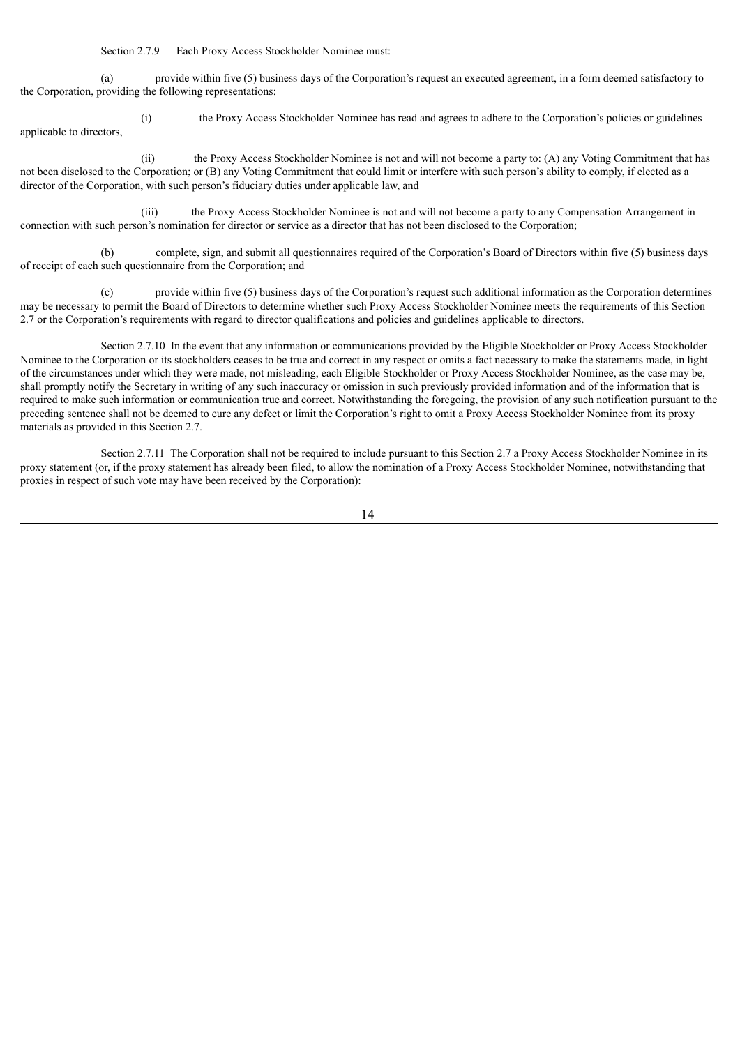Section 2.7.9 Each Proxy Access Stockholder Nominee must:

(a) provide within five (5) business days of the Corporation's request an executed agreement, in a form deemed satisfactory to the Corporation, providing the following representations:

(i) the Proxy Access Stockholder Nominee has read and agrees to adhere to the Corporation's policies or guidelines applicable to directors,

(ii) the Proxy Access Stockholder Nominee is not and will not become a party to: (A) any Voting Commitment that has not been disclosed to the Corporation; or (B) any Voting Commitment that could limit or interfere with such person's ability to comply, if elected as a director of the Corporation, with such person's fiduciary duties under applicable law, and

(iii) the Proxy Access Stockholder Nominee is not and will not become a party to any Compensation Arrangement in connection with such person's nomination for director or service as a director that has not been disclosed to the Corporation;

(b) complete, sign, and submit all questionnaires required of the Corporation's Board of Directors within five (5) business days of receipt of each such questionnaire from the Corporation; and

(c) provide within five (5) business days of the Corporation's request such additional information as the Corporation determines may be necessary to permit the Board of Directors to determine whether such Proxy Access Stockholder Nominee meets the requirements of this Section 2.7 or the Corporation's requirements with regard to director qualifications and policies and guidelines applicable to directors.

Section 2.7.10 In the event that any information or communications provided by the Eligible Stockholder or Proxy Access Stockholder Nominee to the Corporation or its stockholders ceases to be true and correct in any respect or omits a fact necessary to make the statements made, in light of the circumstances under which they were made, not misleading, each Eligible Stockholder or Proxy Access Stockholder Nominee, as the case may be, shall promptly notify the Secretary in writing of any such inaccuracy or omission in such previously provided information and of the information that is required to make such information or communication true and correct. Notwithstanding the foregoing, the provision of any such notification pursuant to the preceding sentence shall not be deemed to cure any defect or limit the Corporation's right to omit a Proxy Access Stockholder Nominee from its proxy materials as provided in this Section 2.7.

Section 2.7.11 The Corporation shall not be required to include pursuant to this Section 2.7 a Proxy Access Stockholder Nominee in its proxy statement (or, if the proxy statement has already been filed, to allow the nomination of a Proxy Access Stockholder Nominee, notwithstanding that proxies in respect of such vote may have been received by the Corporation):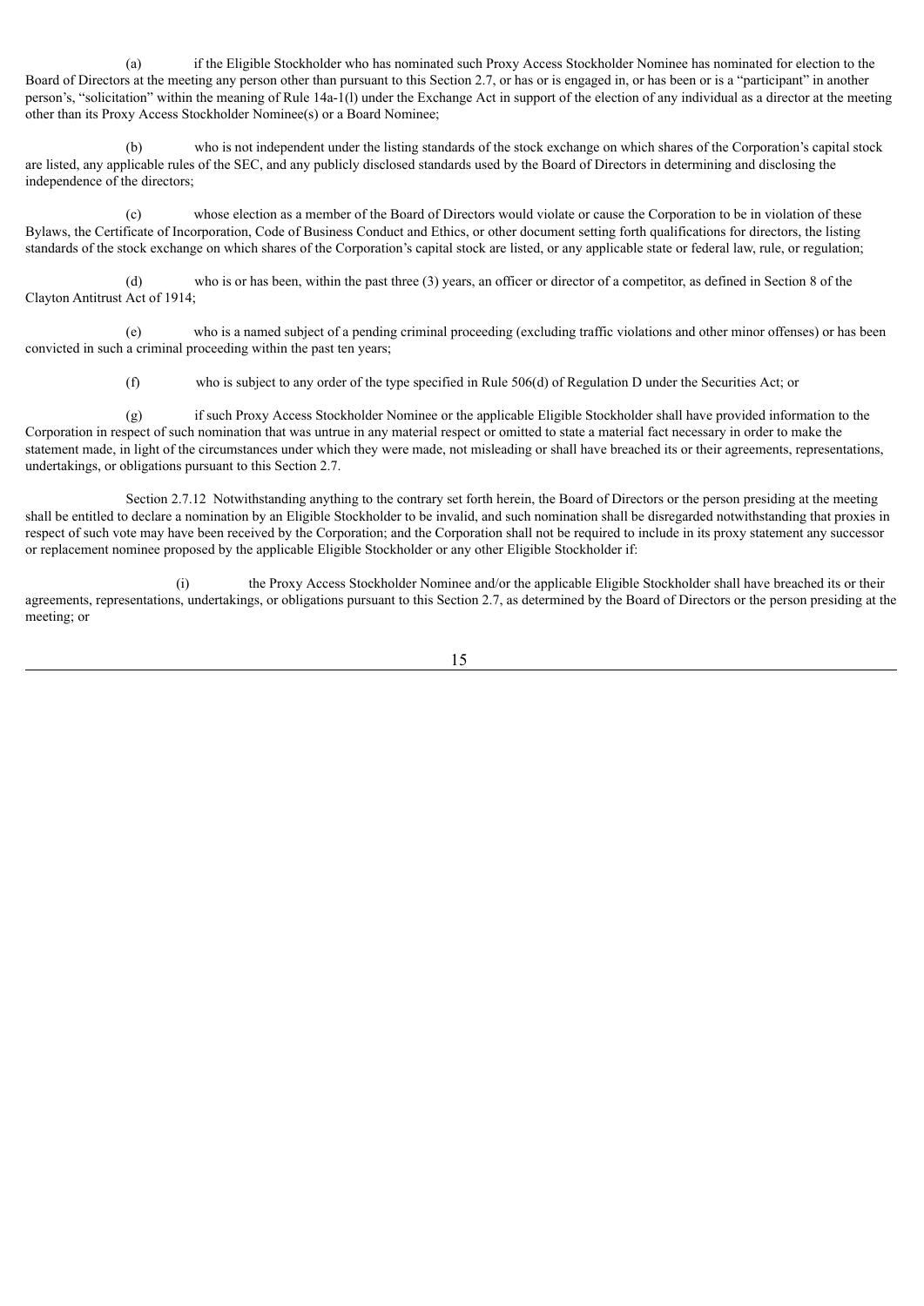(a) if the Eligible Stockholder who has nominated such Proxy Access Stockholder Nominee has nominated for election to the Board of Directors at the meeting any person other than pursuant to this Section 2.7, or has or is engaged in, or has been or is a "participant" in another person's, "solicitation" within the meaning of Rule 14a-1(l) under the Exchange Act in support of the election of any individual as a director at the meeting other than its Proxy Access Stockholder Nominee(s) or a Board Nominee;

(b) who is not independent under the listing standards of the stock exchange on which shares of the Corporation's capital stock are listed, any applicable rules of the SEC, and any publicly disclosed standards used by the Board of Directors in determining and disclosing the independence of the directors;

(c) whose election as a member of the Board of Directors would violate or cause the Corporation to be in violation of these Bylaws, the Certificate of Incorporation, Code of Business Conduct and Ethics, or other document setting forth qualifications for directors, the listing standards of the stock exchange on which shares of the Corporation's capital stock are listed, or any applicable state or federal law, rule, or regulation;

(d) who is or has been, within the past three (3) years, an officer or director of a competitor, as defined in Section 8 of the Clayton Antitrust Act of 1914;

(e) who is a named subject of a pending criminal proceeding (excluding traffic violations and other minor offenses) or has been convicted in such a criminal proceeding within the past ten years;

(f) who is subject to any order of the type specified in Rule 506(d) of Regulation D under the Securities Act; or

(g) if such Proxy Access Stockholder Nominee or the applicable Eligible Stockholder shall have provided information to the Corporation in respect of such nomination that was untrue in any material respect or omitted to state a material fact necessary in order to make the statement made, in light of the circumstances under which they were made, not misleading or shall have breached its or their agreements, representations, undertakings, or obligations pursuant to this Section 2.7.

Section 2.7.12 Notwithstanding anything to the contrary set forth herein, the Board of Directors or the person presiding at the meeting shall be entitled to declare a nomination by an Eligible Stockholder to be invalid, and such nomination shall be disregarded notwithstanding that proxies in respect of such vote may have been received by the Corporation; and the Corporation shall not be required to include in its proxy statement any successor or replacement nominee proposed by the applicable Eligible Stockholder or any other Eligible Stockholder if:

(i) the Proxy Access Stockholder Nominee and/or the applicable Eligible Stockholder shall have breached its or their agreements, representations, undertakings, or obligations pursuant to this Section 2.7, as determined by the Board of Directors or the person presiding at the meeting; or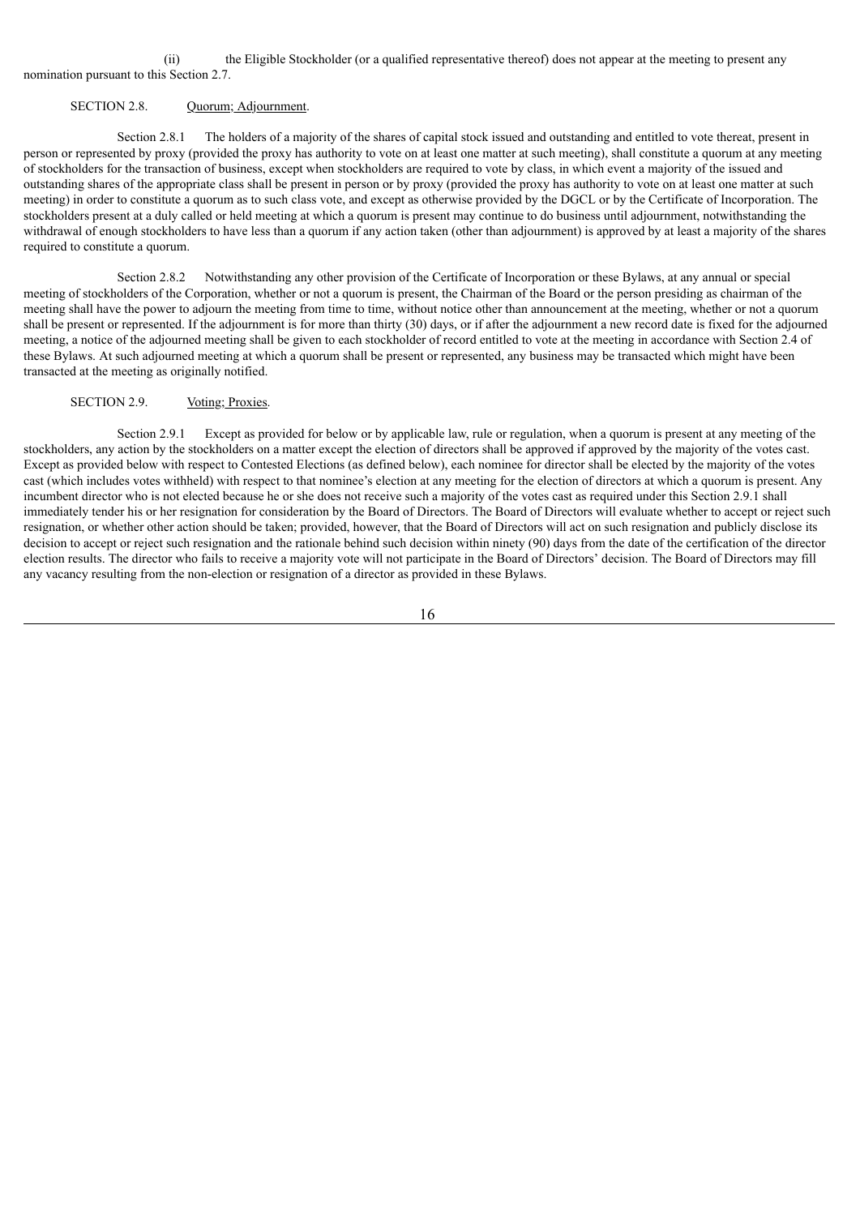(ii) the Eligible Stockholder (or a qualified representative thereof) does not appear at the meeting to present any nomination pursuant to this Section 2.7.

SECTION 2.8. Quorum; Adjournment.

Section 2.8.1 The holders of a majority of the shares of capital stock issued and outstanding and entitled to vote thereat, present in person or represented by proxy (provided the proxy has authority to vote on at least one matter at such meeting), shall constitute a quorum at any meeting of stockholders for the transaction of business, except when stockholders are required to vote by class, in which event a majority of the issued and outstanding shares of the appropriate class shall be present in person or by proxy (provided the proxy has authority to vote on at least one matter at such meeting) in order to constitute a quorum as to such class vote, and except as otherwise provided by the DGCL or by the Certificate of Incorporation. The stockholders present at a duly called or held meeting at which a quorum is present may continue to do business until adjournment, notwithstanding the withdrawal of enough stockholders to have less than a quorum if any action taken (other than adjournment) is approved by at least a majority of the shares required to constitute a quorum.

Section 2.8.2 Notwithstanding any other provision of the Certificate of Incorporation or these Bylaws, at any annual or special meeting of stockholders of the Corporation, whether or not a quorum is present, the Chairman of the Board or the person presiding as chairman of the meeting shall have the power to adjourn the meeting from time to time, without notice other than announcement at the meeting, whether or not a quorum shall be present or represented. If the adjournment is for more than thirty (30) days, or if after the adjournment a new record date is fixed for the adjourned meeting, a notice of the adjourned meeting shall be given to each stockholder of record entitled to vote at the meeting in accordance with Section 2.4 of these Bylaws. At such adjourned meeting at which a quorum shall be present or represented, any business may be transacted which might have been transacted at the meeting as originally notified.

SECTION 2.9. Voting; Proxies.

Section 2.9.1 Except as provided for below or by applicable law, rule or regulation, when a quorum is present at any meeting of the stockholders, any action by the stockholders on a matter except the election of directors shall be approved if approved by the majority of the votes cast. Except as provided below with respect to Contested Elections (as defined below), each nominee for director shall be elected by the majority of the votes cast (which includes votes withheld) with respect to that nominee's election at any meeting for the election of directors at which a quorum is present. Any incumbent director who is not elected because he or she does not receive such a majority of the votes cast as required under this Section 2.9.1 shall immediately tender his or her resignation for consideration by the Board of Directors. The Board of Directors will evaluate whether to accept or reject such resignation, or whether other action should be taken; provided, however, that the Board of Directors will act on such resignation and publicly disclose its decision to accept or reject such resignation and the rationale behind such decision within ninety (90) days from the date of the certification of the director election results. The director who fails to receive a majority vote will not participate in the Board of Directors' decision. The Board of Directors may fill any vacancy resulting from the non-election or resignation of a director as provided in these Bylaws.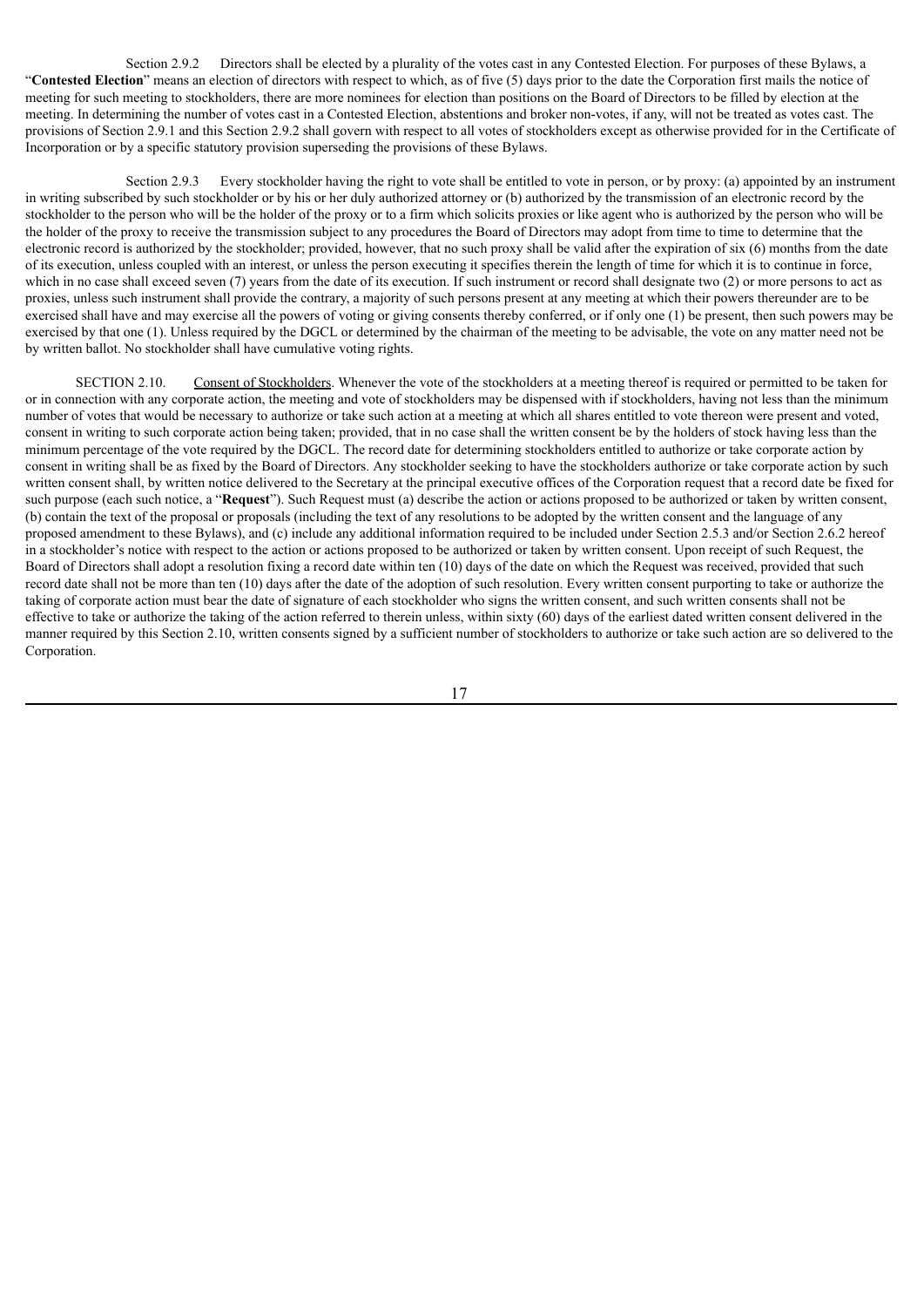Section 2.9.2 Directors shall be elected by a plurality of the votes cast in any Contested Election. For purposes of these Bylaws, a "**Contested Election**" means an election of directors with respect to which, as of five (5) days prior to the date the Corporation first mails the notice of meeting for such meeting to stockholders, there are more nominees for election than positions on the Board of Directors to be filled by election at the meeting. In determining the number of votes cast in a Contested Election, abstentions and broker non-votes, if any, will not be treated as votes cast. The provisions of Section 2.9.1 and this Section 2.9.2 shall govern with respect to all votes of stockholders except as otherwise provided for in the Certificate of Incorporation or by a specific statutory provision superseding the provisions of these Bylaws.

Section 2.9.3 Every stockholder having the right to vote shall be entitled to vote in person, or by proxy: (a) appointed by an instrument in writing subscribed by such stockholder or by his or her duly authorized attorney or (b) authorized by the transmission of an electronic record by the stockholder to the person who will be the holder of the proxy or to a firm which solicits proxies or like agent who is authorized by the person who will be the holder of the proxy to receive the transmission subject to any procedures the Board of Directors may adopt from time to time to determine that the electronic record is authorized by the stockholder; provided, however, that no such proxy shall be valid after the expiration of six (6) months from the date of its execution, unless coupled with an interest, or unless the person executing it specifies therein the length of time for which it is to continue in force, which in no case shall exceed seven (7) years from the date of its execution. If such instrument or record shall designate two (2) or more persons to act as proxies, unless such instrument shall provide the contrary, a majority of such persons present at any meeting at which their powers thereunder are to be exercised shall have and may exercise all the powers of voting or giving consents thereby conferred, or if only one (1) be present, then such powers may be exercised by that one (1). Unless required by the DGCL or determined by the chairman of the meeting to be advisable, the vote on any matter need not be by written ballot. No stockholder shall have cumulative voting rights.

SECTION 2.10. Consent of Stockholders. Whenever the vote of the stockholders at a meeting thereof is required or permitted to be taken for or in connection with any corporate action, the meeting and vote of stockholders may be dispensed with if stockholders, having not less than the minimum number of votes that would be necessary to authorize or take such action at a meeting at which all shares entitled to vote thereon were present and voted, consent in writing to such corporate action being taken; provided, that in no case shall the written consent be by the holders of stock having less than the minimum percentage of the vote required by the DGCL. The record date for determining stockholders entitled to authorize or take corporate action by consent in writing shall be as fixed by the Board of Directors. Any stockholder seeking to have the stockholders authorize or take corporate action by such written consent shall, by written notice delivered to the Secretary at the principal executive offices of the Corporation request that a record date be fixed for such purpose (each such notice, a "**Request**"). Such Request must (a) describe the action or actions proposed to be authorized or taken by written consent, (b) contain the text of the proposal or proposals (including the text of any resolutions to be adopted by the written consent and the language of any proposed amendment to these Bylaws), and (c) include any additional information required to be included under Section 2.5.3 and/or Section 2.6.2 hereof in a stockholder's notice with respect to the action or actions proposed to be authorized or taken by written consent. Upon receipt of such Request, the Board of Directors shall adopt a resolution fixing a record date within ten (10) days of the date on which the Request was received, provided that such record date shall not be more than ten (10) days after the date of the adoption of such resolution. Every written consent purporting to take or authorize the taking of corporate action must bear the date of signature of each stockholder who signs the written consent, and such written consents shall not be effective to take or authorize the taking of the action referred to therein unless, within sixty (60) days of the earliest dated written consent delivered in the manner required by this Section 2.10, written consents signed by a sufficient number of stockholders to authorize or take such action are so delivered to the Corporation.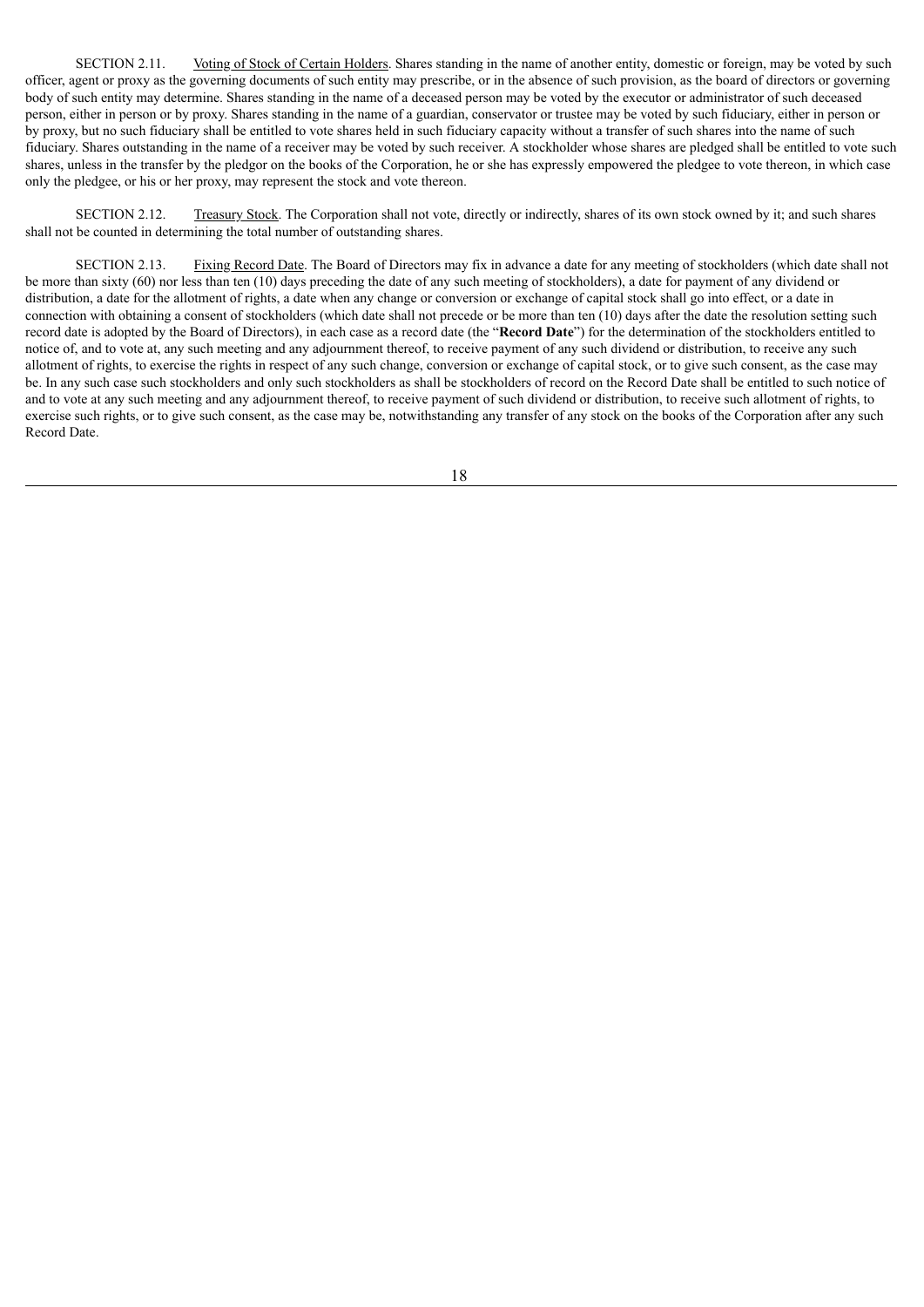SECTION 2.11. Voting of Stock of Certain Holders. Shares standing in the name of another entity, domestic or foreign, may be voted by such officer, agent or proxy as the governing documents of such entity may prescribe, or in the absence of such provision, as the board of directors or governing body of such entity may determine. Shares standing in the name of a deceased person may be voted by the executor or administrator of such deceased person, either in person or by proxy. Shares standing in the name of a guardian, conservator or trustee may be voted by such fiduciary, either in person or by proxy, but no such fiduciary shall be entitled to vote shares held in such fiduciary capacity without a transfer of such shares into the name of such fiduciary. Shares outstanding in the name of a receiver may be voted by such receiver. A stockholder whose shares are pledged shall be entitled to vote such shares, unless in the transfer by the pledgor on the books of the Corporation, he or she has expressly empowered the pledgee to vote thereon, in which case only the pledgee, or his or her proxy, may represent the stock and vote thereon.

SECTION 2.12. Treasury Stock. The Corporation shall not vote, directly or indirectly, shares of its own stock owned by it; and such shares shall not be counted in determining the total number of outstanding shares.

SECTION 2.13. Fixing Record Date. The Board of Directors may fix in advance a date for any meeting of stockholders (which date shall not be more than sixty (60) nor less than ten (10) days preceding the date of any such meeting of stockholders), a date for payment of any dividend or distribution, a date for the allotment of rights, a date when any change or conversion or exchange of capital stock shall go into effect, or a date in connection with obtaining a consent of stockholders (which date shall not precede or be more than ten (10) days after the date the resolution setting such record date is adopted by the Board of Directors), in each case as a record date (the "**Record Date**") for the determination of the stockholders entitled to notice of, and to vote at, any such meeting and any adjournment thereof, to receive payment of any such dividend or distribution, to receive any such allotment of rights, to exercise the rights in respect of any such change, conversion or exchange of capital stock, or to give such consent, as the case may be. In any such case such stockholders and only such stockholders as shall be stockholders of record on the Record Date shall be entitled to such notice of and to vote at any such meeting and any adjournment thereof, to receive payment of such dividend or distribution, to receive such allotment of rights, to exercise such rights, or to give such consent, as the case may be, notwithstanding any transfer of any stock on the books of the Corporation after any such Record Date.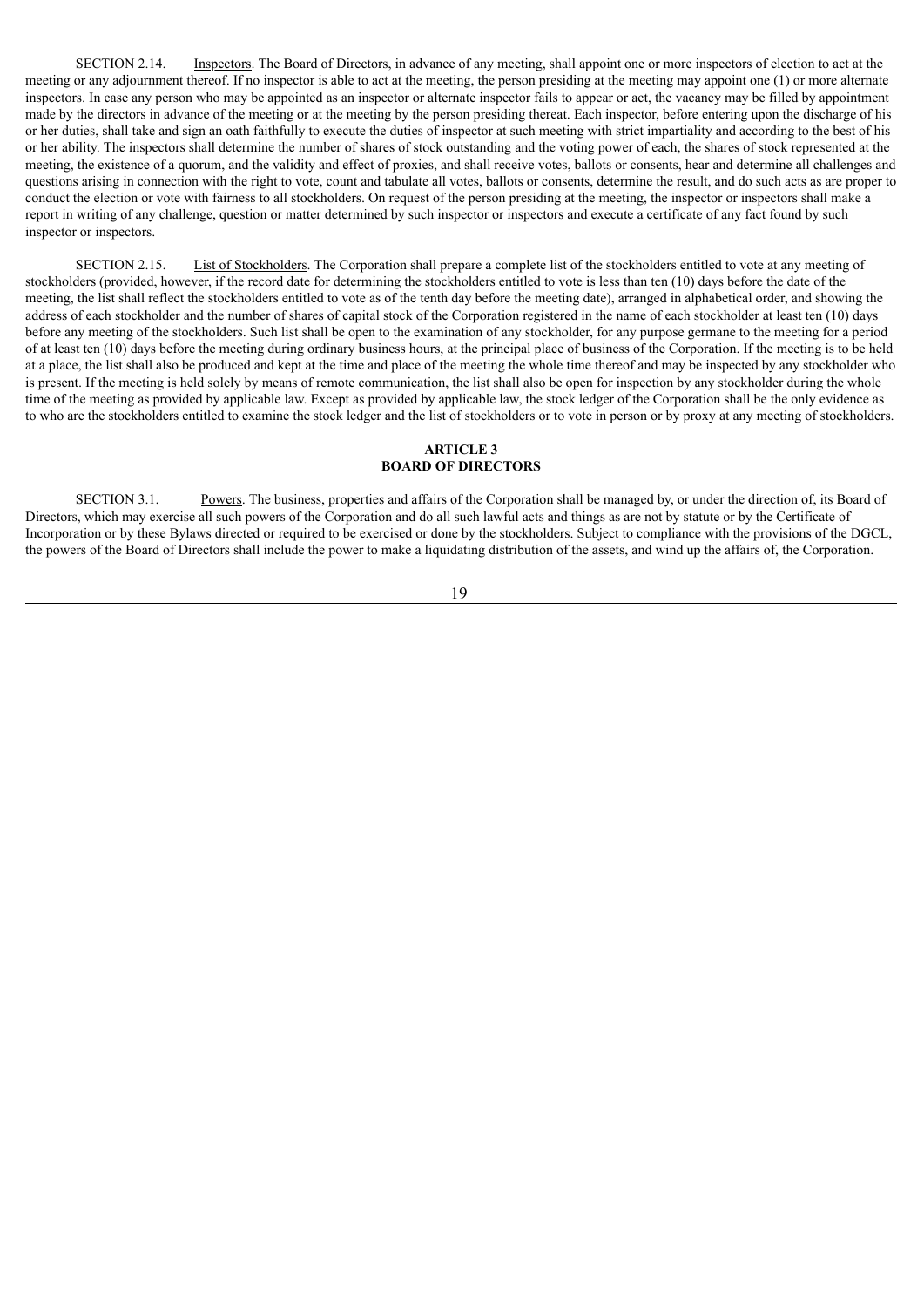SECTION 2.14. Inspectors. The Board of Directors, in advance of any meeting, shall appoint one or more inspectors of election to act at the meeting or any adjournment thereof. If no inspector is able to act at the meeting, the person presiding at the meeting may appoint one (1) or more alternate inspectors. In case any person who may be appointed as an inspector or alternate inspector fails to appear or act, the vacancy may be filled by appointment made by the directors in advance of the meeting or at the meeting by the person presiding thereat. Each inspector, before entering upon the discharge of his or her duties, shall take and sign an oath faithfully to execute the duties of inspector at such meeting with strict impartiality and according to the best of his or her ability. The inspectors shall determine the number of shares of stock outstanding and the voting power of each, the shares of stock represented at the meeting, the existence of a quorum, and the validity and effect of proxies, and shall receive votes, ballots or consents, hear and determine all challenges and questions arising in connection with the right to vote, count and tabulate all votes, ballots or consents, determine the result, and do such acts as are proper to conduct the election or vote with fairness to all stockholders. On request of the person presiding at the meeting, the inspector or inspectors shall make a report in writing of any challenge, question or matter determined by such inspector or inspectors and execute a certificate of any fact found by such inspector or inspectors.

SECTION 2.15. List of Stockholders. The Corporation shall prepare a complete list of the stockholders entitled to vote at any meeting of stockholders (provided, however, if the record date for determining the stockholders entitled to vote is less than ten (10) days before the date of the meeting, the list shall reflect the stockholders entitled to vote as of the tenth day before the meeting date), arranged in alphabetical order, and showing the address of each stockholder and the number of shares of capital stock of the Corporation registered in the name of each stockholder at least ten (10) days before any meeting of the stockholders. Such list shall be open to the examination of any stockholder, for any purpose germane to the meeting for a period of at least ten (10) days before the meeting during ordinary business hours, at the principal place of business of the Corporation. If the meeting is to be held at a place, the list shall also be produced and kept at the time and place of the meeting the whole time thereof and may be inspected by any stockholder who is present. If the meeting is held solely by means of remote communication, the list shall also be open for inspection by any stockholder during the whole time of the meeting as provided by applicable law. Except as provided by applicable law, the stock ledger of the Corporation shall be the only evidence as to who are the stockholders entitled to examine the stock ledger and the list of stockholders or to vote in person or by proxy at any meeting of stockholders.

## ARTICLE 3
## BOARD OF DIRECTORS

SECTION 3.1. Powers. The business, properties and affairs of the Corporation shall be managed by, or under the direction of, its Board of Directors, which may exercise all such powers of the Corporation and do all such lawful acts and things as are not by statute or by the Certificate of Incorporation or by these Bylaws directed or required to be exercised or done by the stockholders. Subject to compliance with the provisions of the DGCL, the powers of the Board of Directors shall include the power to make a liquidating distribution of the assets, and wind up the affairs of, the Corporation.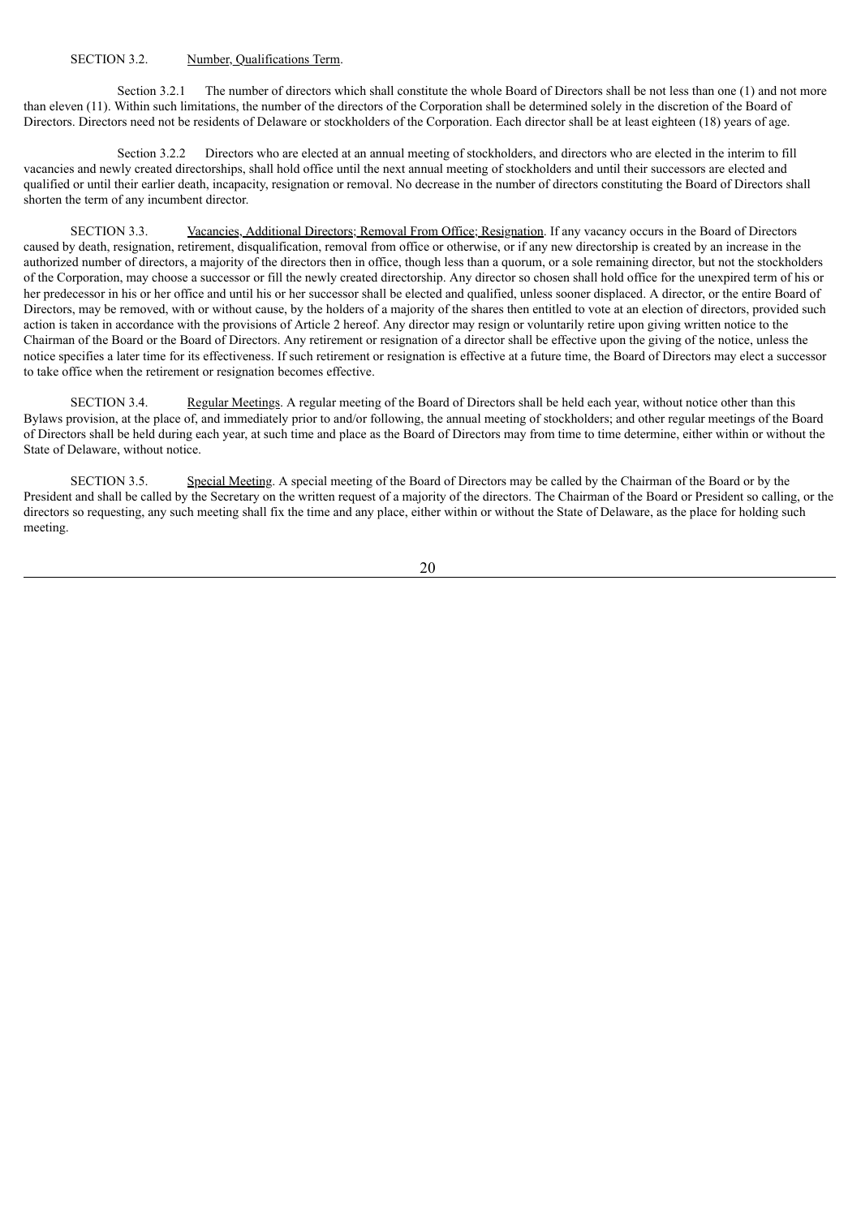SECTION 3.2. Number, Qualifications Term.

Section 3.2.1 The number of directors which shall constitute the whole Board of Directors shall be not less than one (1) and not more than eleven (11). Within such limitations, the number of the directors of the Corporation shall be determined solely in the discretion of the Board of Directors. Directors need not be residents of Delaware or stockholders of the Corporation. Each director shall be at least eighteen (18) years of age.

Section 3.2.2 Directors who are elected at an annual meeting of stockholders, and directors who are elected in the interim to fill vacancies and newly created directorships, shall hold office until the next annual meeting of stockholders and until their successors are elected and qualified or until their earlier death, incapacity, resignation or removal. No decrease in the number of directors constituting the Board of Directors shall shorten the term of any incumbent director.

SECTION 3.3. Vacancies, Additional Directors; Removal From Office; Resignation. If any vacancy occurs in the Board of Directors caused by death, resignation, retirement, disqualification, removal from office or otherwise, or if any new directorship is created by an increase in the authorized number of directors, a majority of the directors then in office, though less than a quorum, or a sole remaining director, but not the stockholders of the Corporation, may choose a successor or fill the newly created directorship. Any director so chosen shall hold office for the unexpired term of his or her predecessor in his or her office and until his or her successor shall be elected and qualified, unless sooner displaced. A director, or the entire Board of Directors, may be removed, with or without cause, by the holders of a majority of the shares then entitled to vote at an election of directors, provided such action is taken in accordance with the provisions of Article 2 hereof. Any director may resign or voluntarily retire upon giving written notice to the Chairman of the Board or the Board of Directors. Any retirement or resignation of a director shall be effective upon the giving of the notice, unless the notice specifies a later time for its effectiveness. If such retirement or resignation is effective at a future time, the Board of Directors may elect a successor to take office when the retirement or resignation becomes effective.

SECTION 3.4. Regular Meetings. A regular meeting of the Board of Directors shall be held each year, without notice other than this Bylaws provision, at the place of, and immediately prior to and/or following, the annual meeting of stockholders; and other regular meetings of the Board of Directors shall be held during each year, at such time and place as the Board of Directors may from time to time determine, either within or without the State of Delaware, without notice.

SECTION 3.5. Special Meeting. A special meeting of the Board of Directors may be called by the Chairman of the Board or by the President and shall be called by the Secretary on the written request of a majority of the directors. The Chairman of the Board or President so calling, or the directors so requesting, any such meeting shall fix the time and any place, either within or without the State of Delaware, as the place for holding such meeting.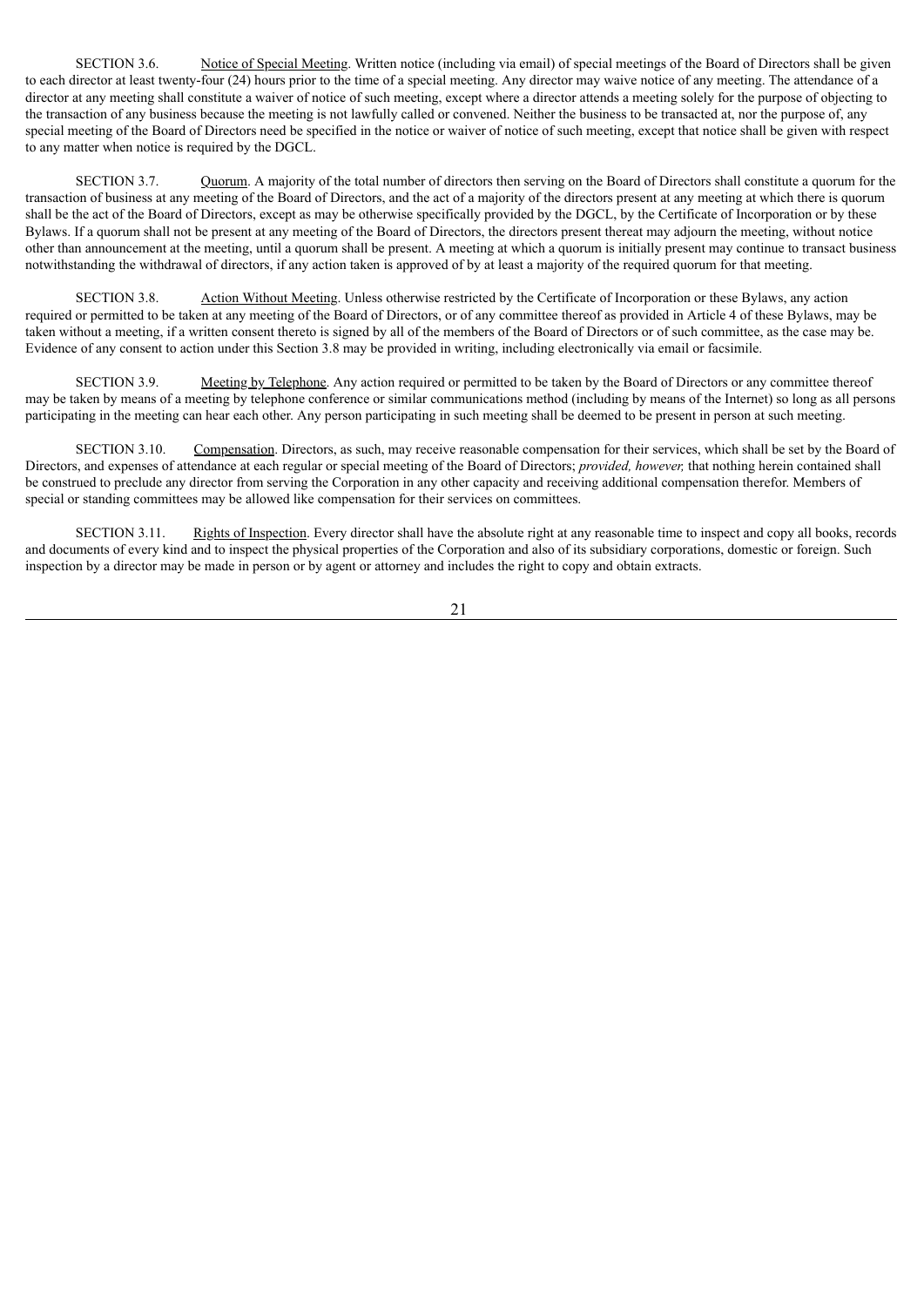SECTION 3.6. Notice of Special Meeting. Written notice (including via email) of special meetings of the Board of Directors shall be given to each director at least twenty-four (24) hours prior to the time of a special meeting. Any director may waive notice of any meeting. The attendance of a director at any meeting shall constitute a waiver of notice of such meeting, except where a director attends a meeting solely for the purpose of objecting to the transaction of any business because the meeting is not lawfully called or convened. Neither the business to be transacted at, nor the purpose of, any special meeting of the Board of Directors need be specified in the notice or waiver of notice of such meeting, except that notice shall be given with respect to any matter when notice is required by the DGCL.

SECTION 3.7. Quorum. A majority of the total number of directors then serving on the Board of Directors shall constitute a quorum for the transaction of business at any meeting of the Board of Directors, and the act of a majority of the directors present at any meeting at which there is quorum shall be the act of the Board of Directors, except as may be otherwise specifically provided by the DGCL, by the Certificate of Incorporation or by these Bylaws. If a quorum shall not be present at any meeting of the Board of Directors, the directors present thereat may adjourn the meeting, without notice other than announcement at the meeting, until a quorum shall be present. A meeting at which a quorum is initially present may continue to transact business notwithstanding the withdrawal of directors, if any action taken is approved of by at least a majority of the required quorum for that meeting.

SECTION 3.8. Action Without Meeting. Unless otherwise restricted by the Certificate of Incorporation or these Bylaws, any action required or permitted to be taken at any meeting of the Board of Directors, or of any committee thereof as provided in Article 4 of these Bylaws, may be taken without a meeting, if a written consent thereto is signed by all of the members of the Board of Directors or of such committee, as the case may be. Evidence of any consent to action under this Section 3.8 may be provided in writing, including electronically via email or facsimile.

SECTION 3.9. Meeting by Telephone. Any action required or permitted to be taken by the Board of Directors or any committee thereof may be taken by means of a meeting by telephone conference or similar communications method (including by means of the Internet) so long as all persons participating in the meeting can hear each other. Any person participating in such meeting shall be deemed to be present in person at such meeting.

SECTION 3.10. Compensation. Directors, as such, may receive reasonable compensation for their services, which shall be set by the Board of Directors, and expenses of attendance at each regular or special meeting of the Board of Directors; *provided, however,* that nothing herein contained shall be construed to preclude any director from serving the Corporation in any other capacity and receiving additional compensation therefor. Members of special or standing committees may be allowed like compensation for their services on committees.

SECTION 3.11. Rights of Inspection. Every director shall have the absolute right at any reasonable time to inspect and copy all books, records and documents of every kind and to inspect the physical properties of the Corporation and also of its subsidiary corporations, domestic or foreign. Such inspection by a director may be made in person or by agent or attorney and includes the right to copy and obtain extracts.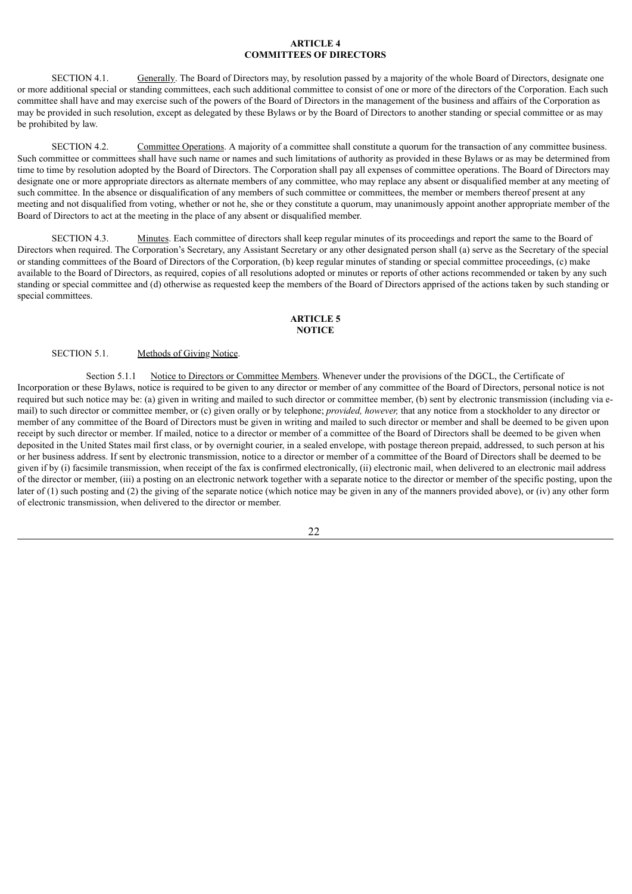# ARTICLE 4
# COMMITTEES OF DIRECTORS

SECTION 4.1. Generally. The Board of Directors may, by resolution passed by a majority of the whole Board of Directors, designate one or more additional special or standing committees, each such additional committee to consist of one or more of the directors of the Corporation. Each such committee shall have and may exercise such of the powers of the Board of Directors in the management of the business and affairs of the Corporation as may be provided in such resolution, except as delegated by these Bylaws or by the Board of Directors to another standing or special committee or as may be prohibited by law.

SECTION 4.2. Committee Operations. A majority of a committee shall constitute a quorum for the transaction of any committee business. Such committee or committees shall have such name or names and such limitations of authority as provided in these Bylaws or as may be determined from time to time by resolution adopted by the Board of Directors. The Corporation shall pay all expenses of committee operations. The Board of Directors may designate one or more appropriate directors as alternate members of any committee, who may replace any absent or disqualified member at any meeting of such committee. In the absence or disqualification of any members of such committee or committees, the member or members thereof present at any meeting and not disqualified from voting, whether or not he, she or they constitute a quorum, may unanimously appoint another appropriate member of the Board of Directors to act at the meeting in the place of any absent or disqualified member.

SECTION 4.3. Minutes. Each committee of directors shall keep regular minutes of its proceedings and report the same to the Board of Directors when required. The Corporation's Secretary, any Assistant Secretary or any other designated person shall (a) serve as the Secretary of the special or standing committees of the Board of Directors of the Corporation, (b) keep regular minutes of standing or special committee proceedings, (c) make available to the Board of Directors, as required, copies of all resolutions adopted or minutes or reports of other actions recommended or taken by any such standing or special committee and (d) otherwise as requested keep the members of the Board of Directors apprised of the actions taken by such standing or special committees.

# ARTICLE 5
# NOTICE

SECTION 5.1. Methods of Giving Notice.

Section 5.1.1 Notice to Directors or Committee Members. Whenever under the provisions of the DGCL, the Certificate of Incorporation or these Bylaws, notice is required to be given to any director or member of any committee of the Board of Directors, personal notice is not required but such notice may be: (a) given in writing and mailed to such director or committee member, (b) sent by electronic transmission (including via e-mail) to such director or committee member, or (c) given orally or by telephone; *provided, however,* that any notice from a stockholder to any director or member of any committee of the Board of Directors must be given in writing and mailed to such director or member and shall be deemed to be given upon receipt by such director or member. If mailed, notice to a director or member of a committee of the Board of Directors shall be deemed to be given when deposited in the United States mail first class, or by overnight courier, in a sealed envelope, with postage thereon prepaid, addressed, to such person at his or her business address. If sent by electronic transmission, notice to a director or member of a committee of the Board of Directors shall be deemed to be given if by (i) facsimile transmission, when receipt of the fax is confirmed electronically, (ii) electronic mail, when delivered to an electronic mail address of the director or member, (iii) a posting on an electronic network together with a separate notice to the director or member of the specific posting, upon the later of (1) such posting and (2) the giving of the separate notice (which notice may be given in any of the manners provided above), or (iv) any other form of electronic transmission, when delivered to the director or member.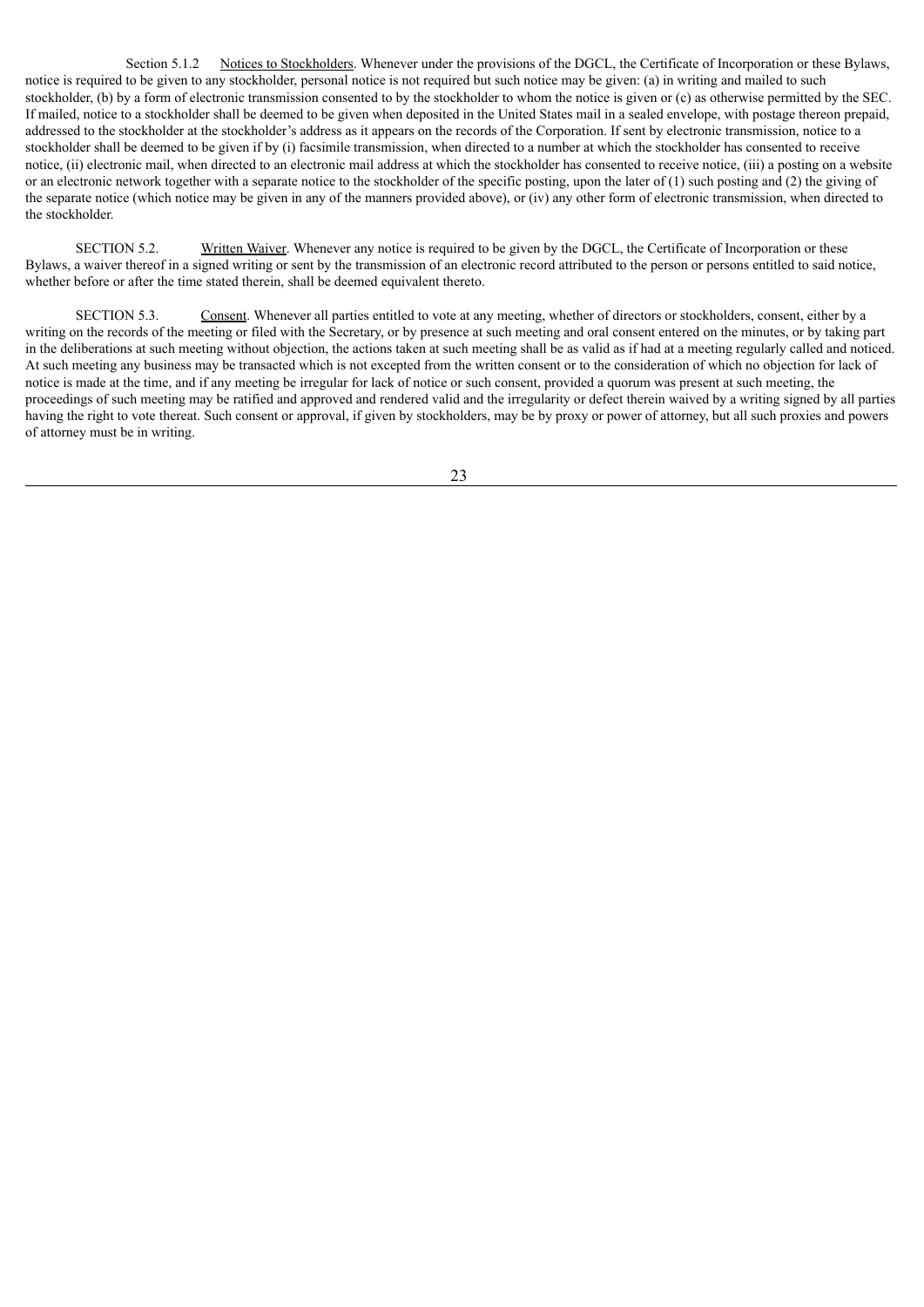Section 5.1.2 Notices to Stockholders. Whenever under the provisions of the DGCL, the Certificate of Incorporation or these Bylaws, notice is required to be given to any stockholder, personal notice is not required but such notice may be given: (a) in writing and mailed to such stockholder, (b) by a form of electronic transmission consented to by the stockholder to whom the notice is given or (c) as otherwise permitted by the SEC. If mailed, notice to a stockholder shall be deemed to be given when deposited in the United States mail in a sealed envelope, with postage thereon prepaid, addressed to the stockholder at the stockholder's address as it appears on the records of the Corporation. If sent by electronic transmission, notice to a stockholder shall be deemed to be given if by (i) facsimile transmission, when directed to a number at which the stockholder has consented to receive notice, (ii) electronic mail, when directed to an electronic mail address at which the stockholder has consented to receive notice, (iii) a posting on a website or an electronic network together with a separate notice to the stockholder of the specific posting, upon the later of (1) such posting and (2) the giving of the separate notice (which notice may be given in any of the manners provided above), or (iv) any other form of electronic transmission, when directed to the stockholder.

SECTION 5.2. Written Waiver. Whenever any notice is required to be given by the DGCL, the Certificate of Incorporation or these Bylaws, a waiver thereof in a signed writing or sent by the transmission of an electronic record attributed to the person or persons entitled to said notice, whether before or after the time stated therein, shall be deemed equivalent thereto.

SECTION 5.3. Consent. Whenever all parties entitled to vote at any meeting, whether of directors or stockholders, consent, either by a writing on the records of the meeting or filed with the Secretary, or by presence at such meeting and oral consent entered on the minutes, or by taking part in the deliberations at such meeting without objection, the actions taken at such meeting shall be as valid as if had at a meeting regularly called and noticed. At such meeting any business may be transacted which is not excepted from the written consent or to the consideration of which no objection for lack of notice is made at the time, and if any meeting be irregular for lack of notice or such consent, provided a quorum was present at such meeting, the proceedings of such meeting may be ratified and approved and rendered valid and the irregularity or defect therein waived by a writing signed by all parties having the right to vote thereat. Such consent or approval, if given by stockholders, may be by proxy or power of attorney, but all such proxies and powers of attorney must be in writing.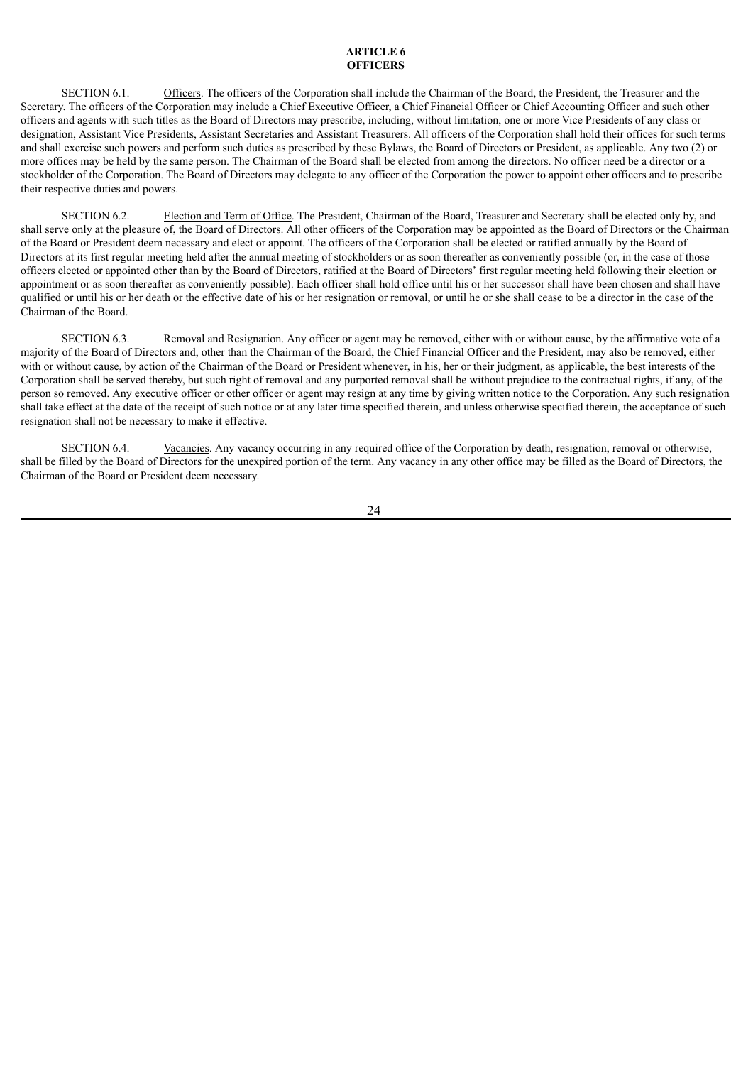## ARTICLE 6
## OFFICERS

SECTION 6.1. Officers. The officers of the Corporation shall include the Chairman of the Board, the President, the Treasurer and the Secretary. The officers of the Corporation may include a Chief Executive Officer, a Chief Financial Officer or Chief Accounting Officer and such other officers and agents with such titles as the Board of Directors may prescribe, including, without limitation, one or more Vice Presidents of any class or designation, Assistant Vice Presidents, Assistant Secretaries and Assistant Treasurers. All officers of the Corporation shall hold their offices for such terms and shall exercise such powers and perform such duties as prescribed by these Bylaws, the Board of Directors or President, as applicable. Any two (2) or more offices may be held by the same person. The Chairman of the Board shall be elected from among the directors. No officer need be a director or a stockholder of the Corporation. The Board of Directors may delegate to any officer of the Corporation the power to appoint other officers and to prescribe their respective duties and powers.

SECTION 6.2. Election and Term of Office. The President, Chairman of the Board, Treasurer and Secretary shall be elected only by, and shall serve only at the pleasure of, the Board of Directors. All other officers of the Corporation may be appointed as the Board of Directors or the Chairman of the Board or President deem necessary and elect or appoint. The officers of the Corporation shall be elected or ratified annually by the Board of Directors at its first regular meeting held after the annual meeting of stockholders or as soon thereafter as conveniently possible (or, in the case of those officers elected or appointed other than by the Board of Directors, ratified at the Board of Directors' first regular meeting held following their election or appointment or as soon thereafter as conveniently possible). Each officer shall hold office until his or her successor shall have been chosen and shall have qualified or until his or her death or the effective date of his or her resignation or removal, or until he or she shall cease to be a director in the case of the Chairman of the Board.

SECTION 6.3. Removal and Resignation. Any officer or agent may be removed, either with or without cause, by the affirmative vote of a majority of the Board of Directors and, other than the Chairman of the Board, the Chief Financial Officer and the President, may also be removed, either with or without cause, by action of the Chairman of the Board or President whenever, in his, her or their judgment, as applicable, the best interests of the Corporation shall be served thereby, but such right of removal and any purported removal shall be without prejudice to the contractual rights, if any, of the person so removed. Any executive officer or other officer or agent may resign at any time by giving written notice to the Corporation. Any such resignation shall take effect at the date of the receipt of such notice or at any later time specified therein, and unless otherwise specified therein, the acceptance of such resignation shall not be necessary to make it effective.

SECTION 6.4. Vacancies. Any vacancy occurring in any required office of the Corporation by death, resignation, removal or otherwise, shall be filled by the Board of Directors for the unexpired portion of the term. Any vacancy in any other office may be filled as the Board of Directors, the Chairman of the Board or President deem necessary.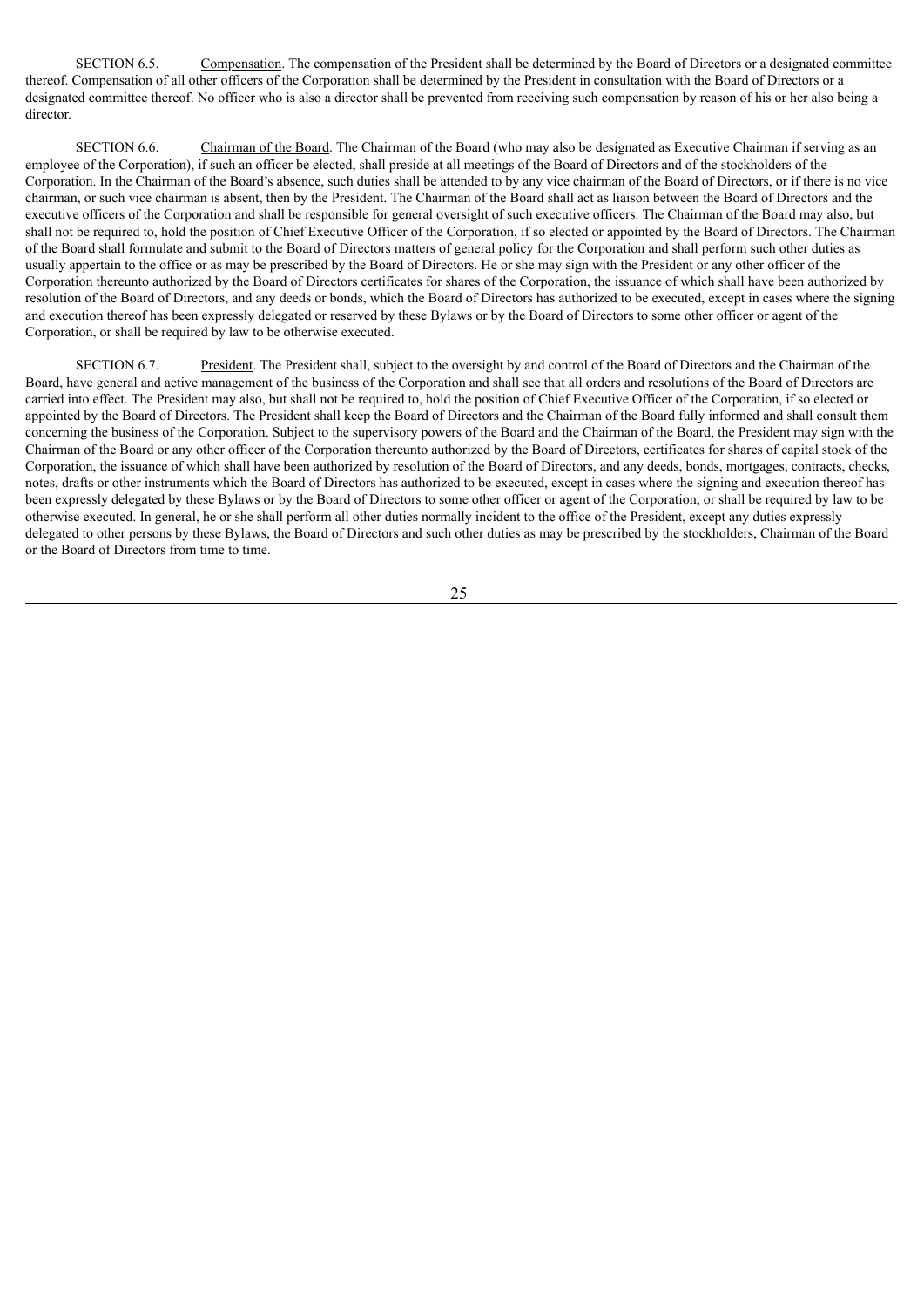SECTION 6.5. Compensation. The compensation of the President shall be determined by the Board of Directors or a designated committee thereof. Compensation of all other officers of the Corporation shall be determined by the President in consultation with the Board of Directors or a designated committee thereof. No officer who is also a director shall be prevented from receiving such compensation by reason of his or her also being a director.

SECTION 6.6. Chairman of the Board. The Chairman of the Board (who may also be designated as Executive Chairman if serving as an employee of the Corporation), if such an officer be elected, shall preside at all meetings of the Board of Directors and of the stockholders of the Corporation. In the Chairman of the Board's absence, such duties shall be attended to by any vice chairman of the Board of Directors, or if there is no vice chairman, or such vice chairman is absent, then by the President. The Chairman of the Board shall act as liaison between the Board of Directors and the executive officers of the Corporation and shall be responsible for general oversight of such executive officers. The Chairman of the Board may also, but shall not be required to, hold the position of Chief Executive Officer of the Corporation, if so elected or appointed by the Board of Directors. The Chairman of the Board shall formulate and submit to the Board of Directors matters of general policy for the Corporation and shall perform such other duties as usually appertain to the office or as may be prescribed by the Board of Directors. He or she may sign with the President or any other officer of the Corporation thereunto authorized by the Board of Directors certificates for shares of the Corporation, the issuance of which shall have been authorized by resolution of the Board of Directors, and any deeds or bonds, which the Board of Directors has authorized to be executed, except in cases where the signing and execution thereof has been expressly delegated or reserved by these Bylaws or by the Board of Directors to some other officer or agent of the Corporation, or shall be required by law to be otherwise executed.

SECTION 6.7. President. The President shall, subject to the oversight by and control of the Board of Directors and the Chairman of the Board, have general and active management of the business of the Corporation and shall see that all orders and resolutions of the Board of Directors are carried into effect. The President may also, but shall not be required to, hold the position of Chief Executive Officer of the Corporation, if so elected or appointed by the Board of Directors. The President shall keep the Board of Directors and the Chairman of the Board fully informed and shall consult them concerning the business of the Corporation. Subject to the supervisory powers of the Board and the Chairman of the Board, the President may sign with the Chairman of the Board or any other officer of the Corporation thereunto authorized by the Board of Directors, certificates for shares of capital stock of the Corporation, the issuance of which shall have been authorized by resolution of the Board of Directors, and any deeds, bonds, mortgages, contracts, checks, notes, drafts or other instruments which the Board of Directors has authorized to be executed, except in cases where the signing and execution thereof has been expressly delegated by these Bylaws or by the Board of Directors to some other officer or agent of the Corporation, or shall be required by law to be otherwise executed. In general, he or she shall perform all other duties normally incident to the office of the President, except any duties expressly delegated to other persons by these Bylaws, the Board of Directors and such other duties as may be prescribed by the stockholders, Chairman of the Board or the Board of Directors from time to time.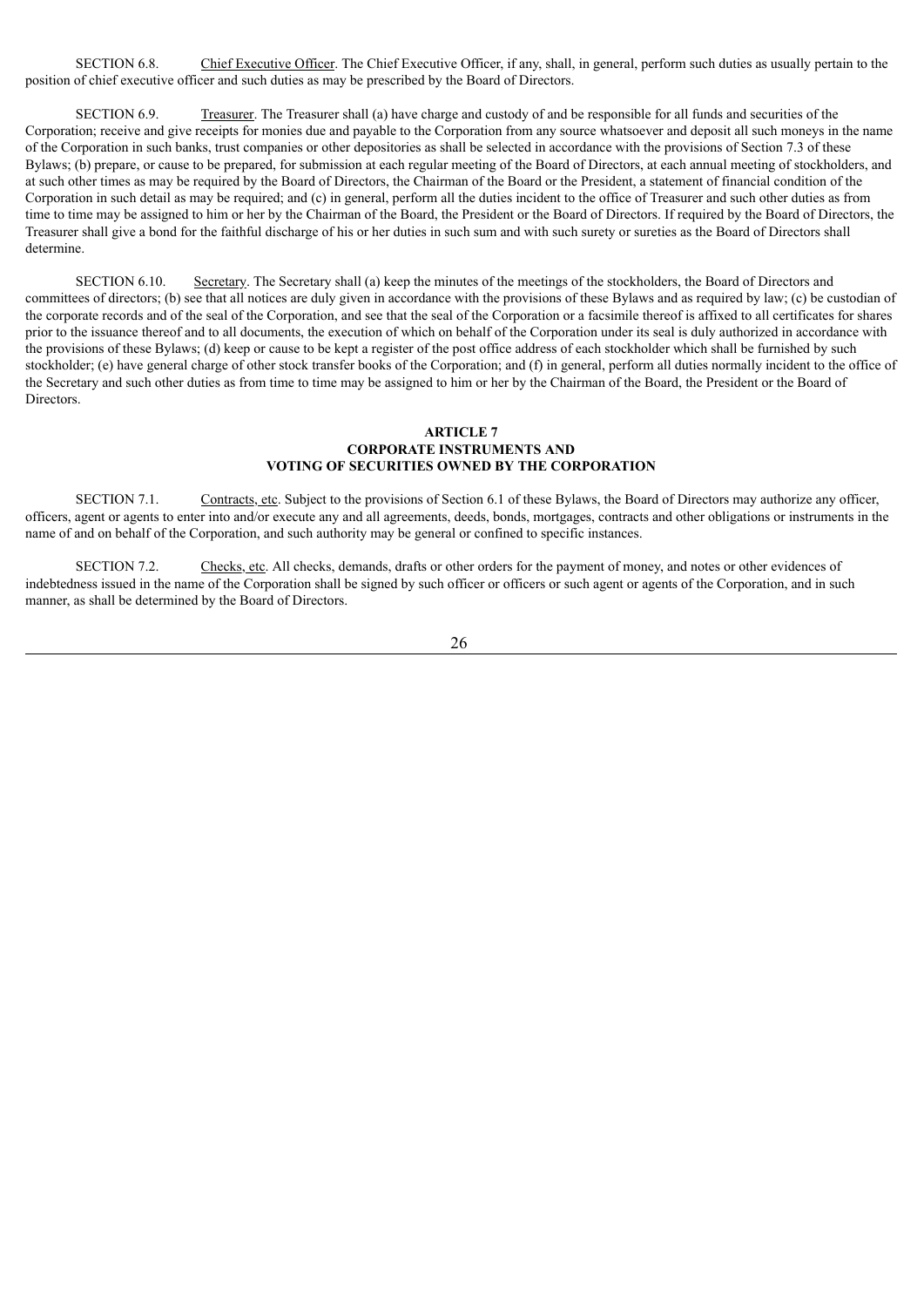SECTION 6.8. Chief Executive Officer. The Chief Executive Officer, if any, shall, in general, perform such duties as usually pertain to the position of chief executive officer and such duties as may be prescribed by the Board of Directors.

SECTION 6.9. Treasurer. The Treasurer shall (a) have charge and custody of and be responsible for all funds and securities of the Corporation; receive and give receipts for monies due and payable to the Corporation from any source whatsoever and deposit all such moneys in the name of the Corporation in such banks, trust companies or other depositories as shall be selected in accordance with the provisions of Section 7.3 of these Bylaws; (b) prepare, or cause to be prepared, for submission at each regular meeting of the Board of Directors, at each annual meeting of stockholders, and at such other times as may be required by the Board of Directors, the Chairman of the Board or the President, a statement of financial condition of the Corporation in such detail as may be required; and (c) in general, perform all the duties incident to the office of Treasurer and such other duties as from time to time may be assigned to him or her by the Chairman of the Board, the President or the Board of Directors. If required by the Board of Directors, the Treasurer shall give a bond for the faithful discharge of his or her duties in such sum and with such surety or sureties as the Board of Directors shall determine.

SECTION 6.10. Secretary. The Secretary shall (a) keep the minutes of the meetings of the stockholders, the Board of Directors and committees of directors; (b) see that all notices are duly given in accordance with the provisions of these Bylaws and as required by law; (c) be custodian of the corporate records and of the seal of the Corporation, and see that the seal of the Corporation or a facsimile thereof is affixed to all certificates for shares prior to the issuance thereof and to all documents, the execution of which on behalf of the Corporation under its seal is duly authorized in accordance with the provisions of these Bylaws; (d) keep or cause to be kept a register of the post office address of each stockholder which shall be furnished by such stockholder; (e) have general charge of other stock transfer books of the Corporation; and (f) in general, perform all duties normally incident to the office of the Secretary and such other duties as from time to time may be assigned to him or her by the Chairman of the Board, the President or the Board of Directors.

## ARTICLE 7
## CORPORATE INSTRUMENTS AND
## VOTING OF SECURITIES OWNED BY THE CORPORATION

SECTION 7.1. Contracts, etc. Subject to the provisions of Section 6.1 of these Bylaws, the Board of Directors may authorize any officer, officers, agent or agents to enter into and/or execute any and all agreements, deeds, bonds, mortgages, contracts and other obligations or instruments in the name of and on behalf of the Corporation, and such authority may be general or confined to specific instances.

SECTION 7.2. Checks, etc. All checks, demands, drafts or other orders for the payment of money, and notes or other evidences of indebtedness issued in the name of the Corporation shall be signed by such officer or officers or such agent or agents of the Corporation, and in such manner, as shall be determined by the Board of Directors.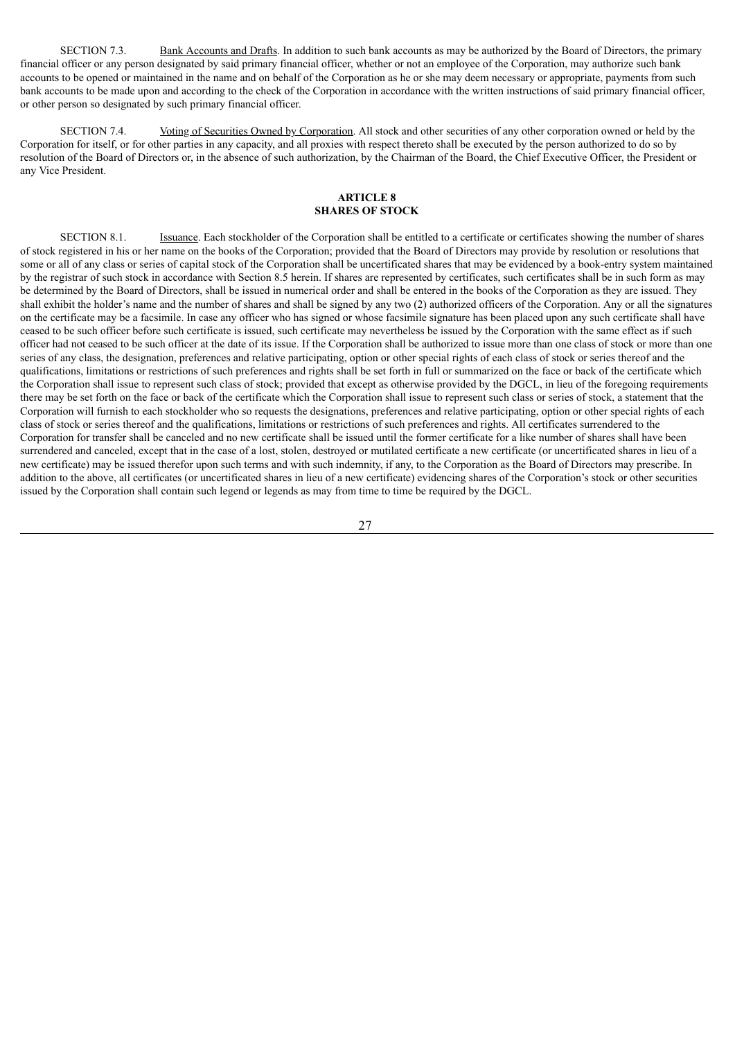SECTION 7.3. Bank Accounts and Drafts. In addition to such bank accounts as may be authorized by the Board of Directors, the primary financial officer or any person designated by said primary financial officer, whether or not an employee of the Corporation, may authorize such bank accounts to be opened or maintained in the name and on behalf of the Corporation as he or she may deem necessary or appropriate, payments from such bank accounts to be made upon and according to the check of the Corporation in accordance with the written instructions of said primary financial officer, or other person so designated by such primary financial officer.

SECTION 7.4. Voting of Securities Owned by Corporation. All stock and other securities of any other corporation owned or held by the Corporation for itself, or for other parties in any capacity, and all proxies with respect thereto shall be executed by the person authorized to do so by resolution of the Board of Directors or, in the absence of such authorization, by the Chairman of the Board, the Chief Executive Officer, the President or any Vice President.

## ARTICLE 8
## SHARES OF STOCK

SECTION 8.1. Issuance. Each stockholder of the Corporation shall be entitled to a certificate or certificates showing the number of shares of stock registered in his or her name on the books of the Corporation; provided that the Board of Directors may provide by resolution or resolutions that some or all of any class or series of capital stock of the Corporation shall be uncertificated shares that may be evidenced by a book-entry system maintained by the registrar of such stock in accordance with Section 8.5 herein. If shares are represented by certificates, such certificates shall be in such form as may be determined by the Board of Directors, shall be issued in numerical order and shall be entered in the books of the Corporation as they are issued. They shall exhibit the holder's name and the number of shares and shall be signed by any two (2) authorized officers of the Corporation. Any or all the signatures on the certificate may be a facsimile. In case any officer who has signed or whose facsimile signature has been placed upon any such certificate shall have ceased to be such officer before such certificate is issued, such certificate may nevertheless be issued by the Corporation with the same effect as if such officer had not ceased to be such officer at the date of its issue. If the Corporation shall be authorized to issue more than one class of stock or more than one series of any class, the designation, preferences and relative participating, option or other special rights of each class of stock or series thereof and the qualifications, limitations or restrictions of such preferences and rights shall be set forth in full or summarized on the face or back of the certificate which the Corporation shall issue to represent such class of stock; provided that except as otherwise provided by the DGCL, in lieu of the foregoing requirements there may be set forth on the face or back of the certificate which the Corporation shall issue to represent such class or series of stock, a statement that the Corporation will furnish to each stockholder who so requests the designations, preferences and relative participating, option or other special rights of each class of stock or series thereof and the qualifications, limitations or restrictions of such preferences and rights. All certificates surrendered to the Corporation for transfer shall be canceled and no new certificate shall be issued until the former certificate for a like number of shares shall have been surrendered and canceled, except that in the case of a lost, stolen, destroyed or mutilated certificate a new certificate (or uncertificated shares in lieu of a new certificate) may be issued therefor upon such terms and with such indemnity, if any, to the Corporation as the Board of Directors may prescribe. In addition to the above, all certificates (or uncertificated shares in lieu of a new certificate) evidencing shares of the Corporation's stock or other securities issued by the Corporation shall contain such legend or legends as may from time to time be required by the DGCL.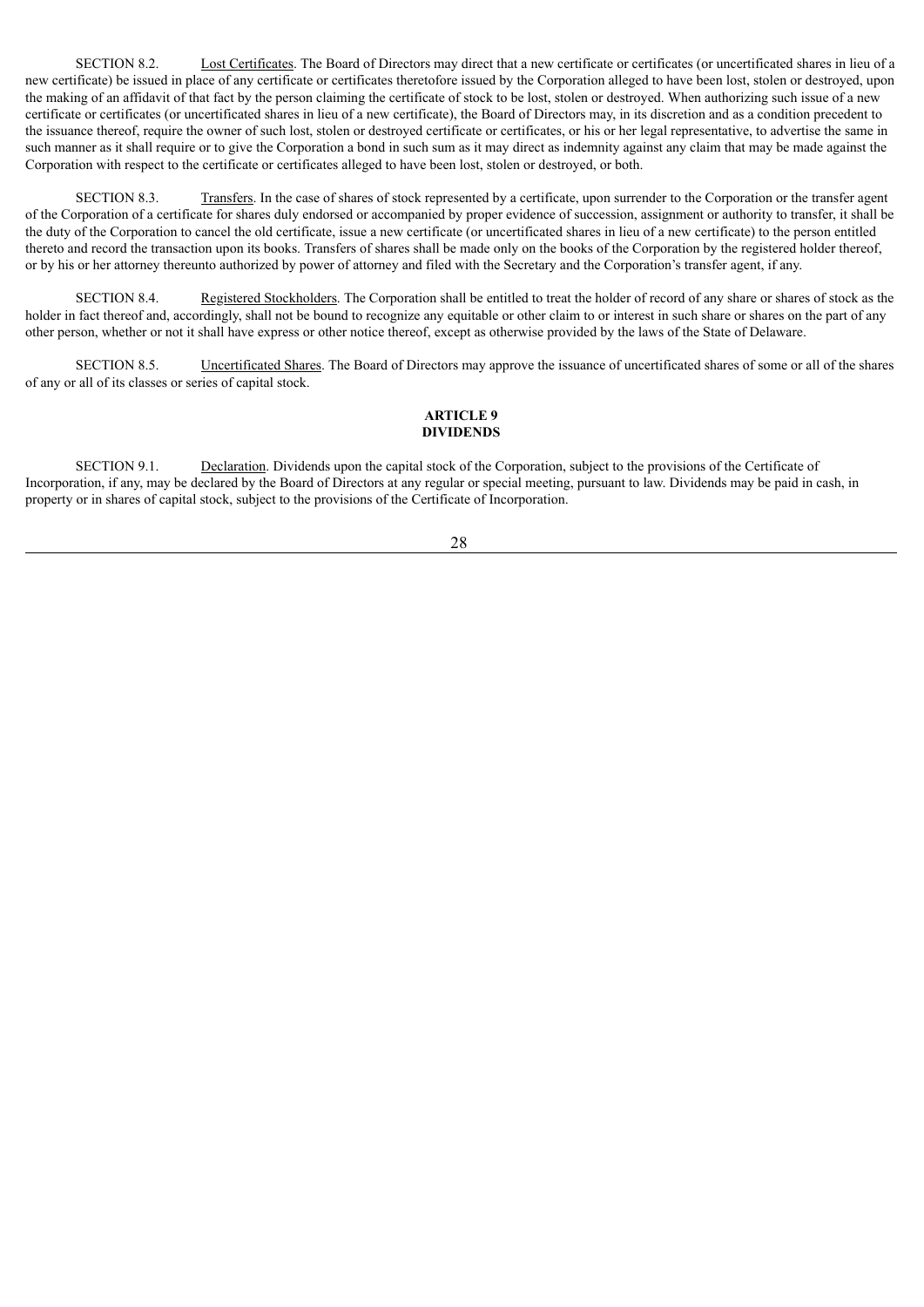SECTION 8.2. Lost Certificates. The Board of Directors may direct that a new certificate or certificates (or uncertificated shares in lieu of a new certificate) be issued in place of any certificate or certificates theretofore issued by the Corporation alleged to have been lost, stolen or destroyed, upon the making of an affidavit of that fact by the person claiming the certificate of stock to be lost, stolen or destroyed. When authorizing such issue of a new certificate or certificates (or uncertificated shares in lieu of a new certificate), the Board of Directors may, in its discretion and as a condition precedent to the issuance thereof, require the owner of such lost, stolen or destroyed certificate or certificates, or his or her legal representative, to advertise the same in such manner as it shall require or to give the Corporation a bond in such sum as it may direct as indemnity against any claim that may be made against the Corporation with respect to the certificate or certificates alleged to have been lost, stolen or destroyed, or both.

SECTION 8.3. Transfers. In the case of shares of stock represented by a certificate, upon surrender to the Corporation or the transfer agent of the Corporation of a certificate for shares duly endorsed or accompanied by proper evidence of succession, assignment or authority to transfer, it shall be the duty of the Corporation to cancel the old certificate, issue a new certificate (or uncertificated shares in lieu of a new certificate) to the person entitled thereto and record the transaction upon its books. Transfers of shares shall be made only on the books of the Corporation by the registered holder thereof, or by his or her attorney thereunto authorized by power of attorney and filed with the Secretary and the Corporation's transfer agent, if any.

SECTION 8.4. Registered Stockholders. The Corporation shall be entitled to treat the holder of record of any share or shares of stock as the holder in fact thereof and, accordingly, shall not be bound to recognize any equitable or other claim to or interest in such share or shares on the part of any other person, whether or not it shall have express or other notice thereof, except as otherwise provided by the laws of the State of Delaware.

SECTION 8.5. Uncertificated Shares. The Board of Directors may approve the issuance of uncertificated shares of some or all of the shares of any or all of its classes or series of capital stock.

## ARTICLE 9
## DIVIDENDS

SECTION 9.1. Declaration. Dividends upon the capital stock of the Corporation, subject to the provisions of the Certificate of Incorporation, if any, may be declared by the Board of Directors at any regular or special meeting, pursuant to law. Dividends may be paid in cash, in property or in shares of capital stock, subject to the provisions of the Certificate of Incorporation.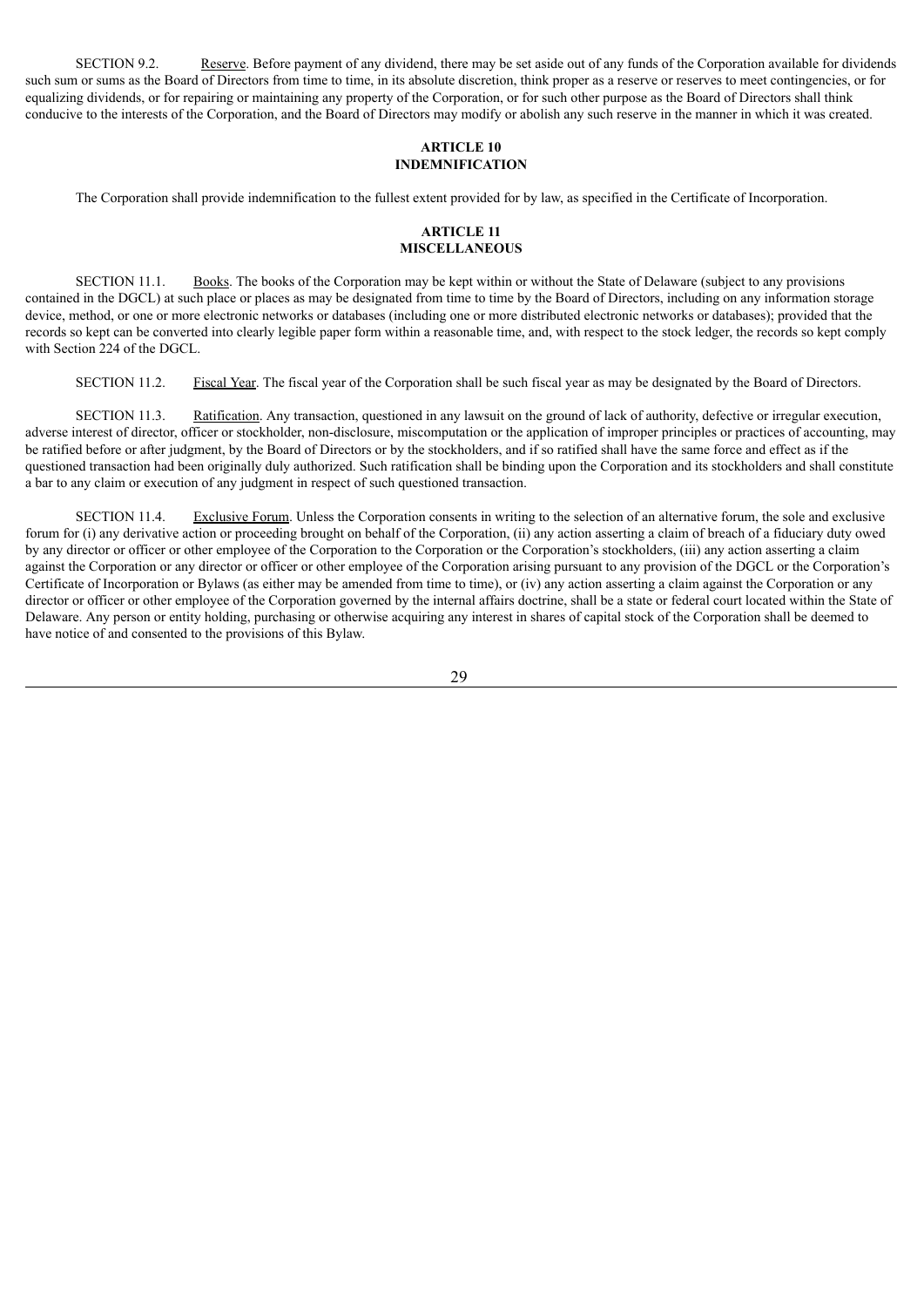SECTION 9.2. Reserve. Before payment of any dividend, there may be set aside out of any funds of the Corporation available for dividends such sum or sums as the Board of Directors from time to time, in its absolute discretion, think proper as a reserve or reserves to meet contingencies, or for equalizing dividends, or for repairing or maintaining any property of the Corporation, or for such other purpose as the Board of Directors shall think conducive to the interests of the Corporation, and the Board of Directors may modify or abolish any such reserve in the manner in which it was created.

## ARTICLE 10
## INDEMNIFICATION

The Corporation shall provide indemnification to the fullest extent provided for by law, as specified in the Certificate of Incorporation.

## ARTICLE 11
## MISCELLANEOUS

SECTION 11.1. Books. The books of the Corporation may be kept within or without the State of Delaware (subject to any provisions contained in the DGCL) at such place or places as may be designated from time to time by the Board of Directors, including on any information storage device, method, or one or more electronic networks or databases (including one or more distributed electronic networks or databases); provided that the records so kept can be converted into clearly legible paper form within a reasonable time, and, with respect to the stock ledger, the records so kept comply with Section 224 of the DGCL.

SECTION 11.2. Fiscal Year. The fiscal year of the Corporation shall be such fiscal year as may be designated by the Board of Directors.

SECTION 11.3. Ratification. Any transaction, questioned in any lawsuit on the ground of lack of authority, defective or irregular execution, adverse interest of director, officer or stockholder, non-disclosure, miscomputation or the application of improper principles or practices of accounting, may be ratified before or after judgment, by the Board of Directors or by the stockholders, and if so ratified shall have the same force and effect as if the questioned transaction had been originally duly authorized. Such ratification shall be binding upon the Corporation and its stockholders and shall constitute a bar to any claim or execution of any judgment in respect of such questioned transaction.

SECTION 11.4. Exclusive Forum. Unless the Corporation consents in writing to the selection of an alternative forum, the sole and exclusive forum for (i) any derivative action or proceeding brought on behalf of the Corporation, (ii) any action asserting a claim of breach of a fiduciary duty owed by any director or officer or other employee of the Corporation to the Corporation or the Corporation's stockholders, (iii) any action asserting a claim against the Corporation or any director or officer or other employee of the Corporation arising pursuant to any provision of the DGCL or the Corporation's Certificate of Incorporation or Bylaws (as either may be amended from time to time), or (iv) any action asserting a claim against the Corporation or any director or officer or other employee of the Corporation governed by the internal affairs doctrine, shall be a state or federal court located within the State of Delaware. Any person or entity holding, purchasing or otherwise acquiring any interest in shares of capital stock of the Corporation shall be deemed to have notice of and consented to the provisions of this Bylaw.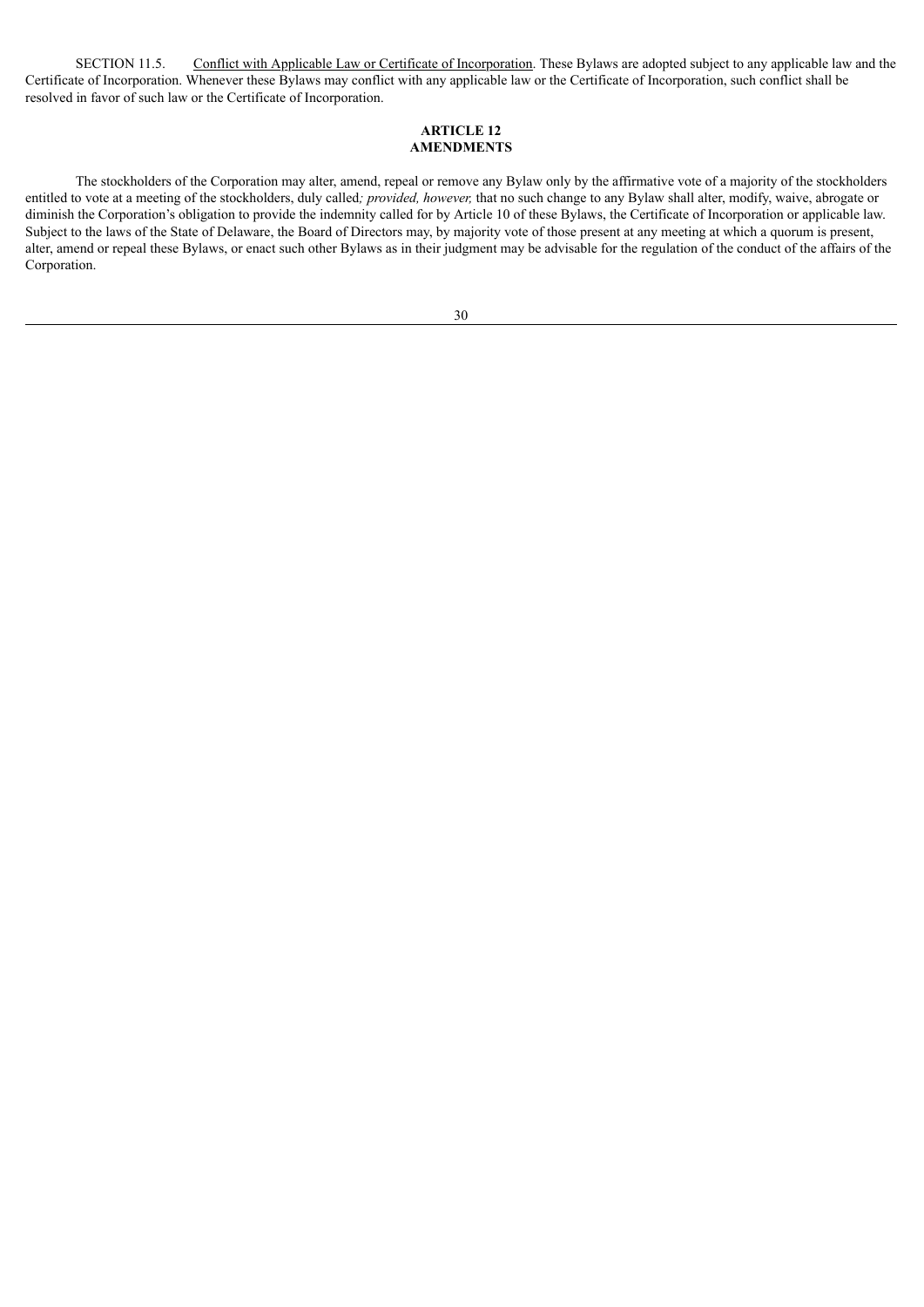SECTION 11.5. Conflict with Applicable Law or Certificate of Incorporation. These Bylaws are adopted subject to any applicable law and the Certificate of Incorporation. Whenever these Bylaws may conflict with any applicable law or the Certificate of Incorporation, such conflict shall be resolved in favor of such law or the Certificate of Incorporation.

## ARTICLE 12
## AMENDMENTS

The stockholders of the Corporation may alter, amend, repeal or remove any Bylaw only by the affirmative vote of a majority of the stockholders entitled to vote at a meeting of the stockholders, duly called*; provided, however,* that no such change to any Bylaw shall alter, modify, waive, abrogate or diminish the Corporation's obligation to provide the indemnity called for by Article 10 of these Bylaws, the Certificate of Incorporation or applicable law. Subject to the laws of the State of Delaware, the Board of Directors may, by majority vote of those present at any meeting at which a quorum is present, alter, amend or repeal these Bylaws, or enact such other Bylaws as in their judgment may be advisable for the regulation of the conduct of the affairs of the Corporation.